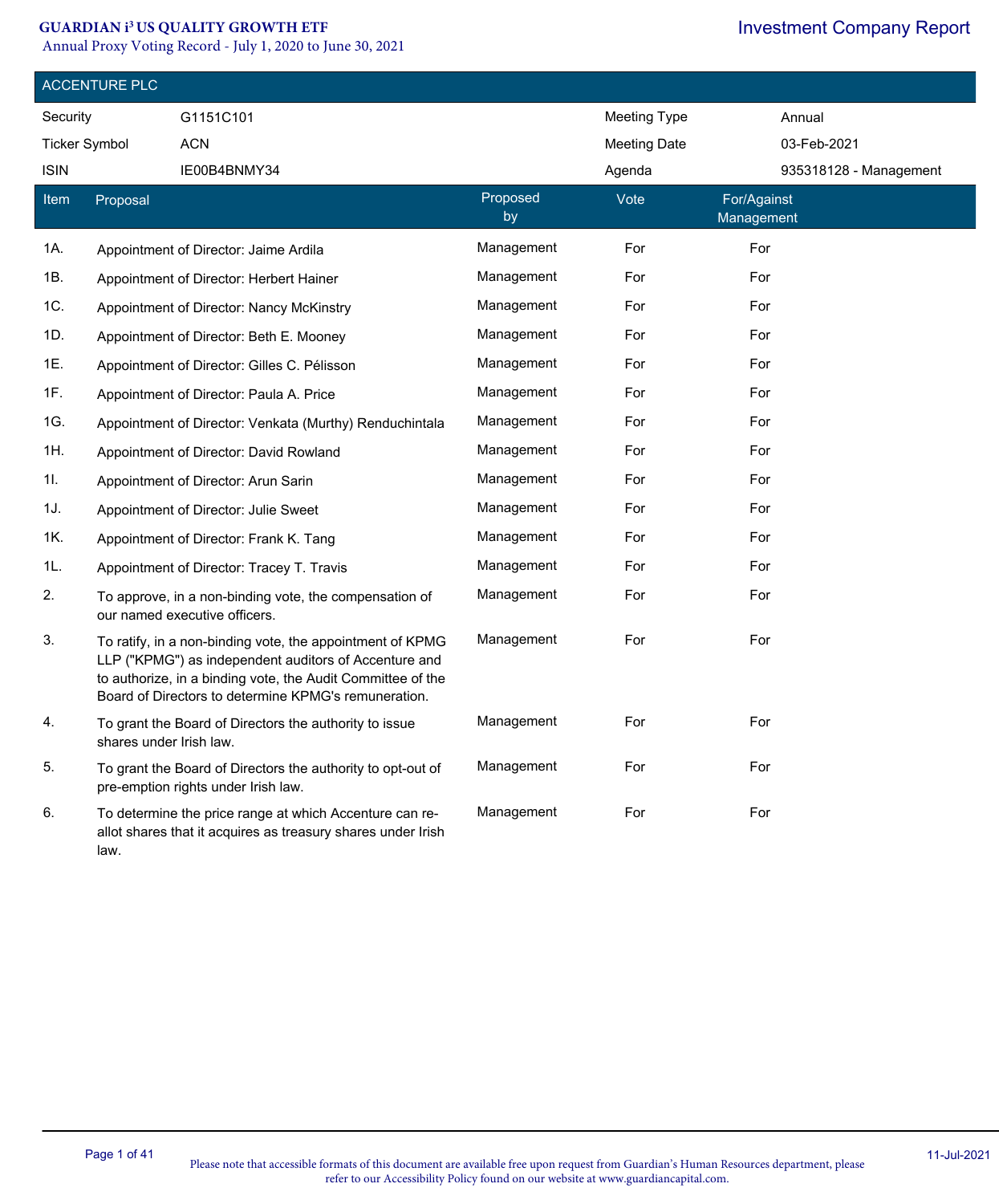# GUARDIAN i³ US QUALITY GROWTH ETF

Annual Proxy Voting Record - July 1, 2020 to June 30, 2021

Investment Company Report

## ACCENTURE PLC

| Security | G1151C101 | Meeting Type | Annual |
|---|---|---|---|
| Ticker Symbol | ACN | Meeting Date | 03-Feb-2021 |
| ISIN | IE00B4BNMY34 | Agenda | 935318128 - Management |

| Item | Proposal | Proposed by | Vote | For/Against Management |
|---|---|---|---|---|
| 1A. | Appointment of Director: Jaime Ardila | Management | For | For |
| 1B. | Appointment of Director: Herbert Hainer | Management | For | For |
| 1C. | Appointment of Director: Nancy McKinstry | Management | For | For |
| 1D. | Appointment of Director: Beth E. Mooney | Management | For | For |
| 1E. | Appointment of Director: Gilles C. Pélisson | Management | For | For |
| 1F. | Appointment of Director: Paula A. Price | Management | For | For |
| 1G. | Appointment of Director: Venkata (Murthy) Renduchintala | Management | For | For |
| 1H. | Appointment of Director: David Rowland | Management | For | For |
| 1I. | Appointment of Director: Arun Sarin | Management | For | For |
| 1J. | Appointment of Director: Julie Sweet | Management | For | For |
| 1K. | Appointment of Director: Frank K. Tang | Management | For | For |
| 1L. | Appointment of Director: Tracey T. Travis | Management | For | For |
| 2. | To approve, in a non-binding vote, the compensation of our named executive officers. | Management | For | For |
| 3. | To ratify, in a non-binding vote, the appointment of KPMG LLP ("KPMG") as independent auditors of Accenture and to authorize, in a binding vote, the Audit Committee of the Board of Directors to determine KPMG's remuneration. | Management | For | For |
| 4. | To grant the Board of Directors the authority to issue shares under Irish law. | Management | For | For |
| 5. | To grant the Board of Directors the authority to opt-out of pre-emption rights under Irish law. | Management | For | For |
| 6. | To determine the price range at which Accenture can re-allot shares that it acquires as treasury shares under Irish law. | Management | For | For |

11-Jul-2021

Please note that accessible formats of this document are available free upon request from Guardian's Human Resources department, please refer to our Accessibility Policy found on our website at www.guardiancapital.com.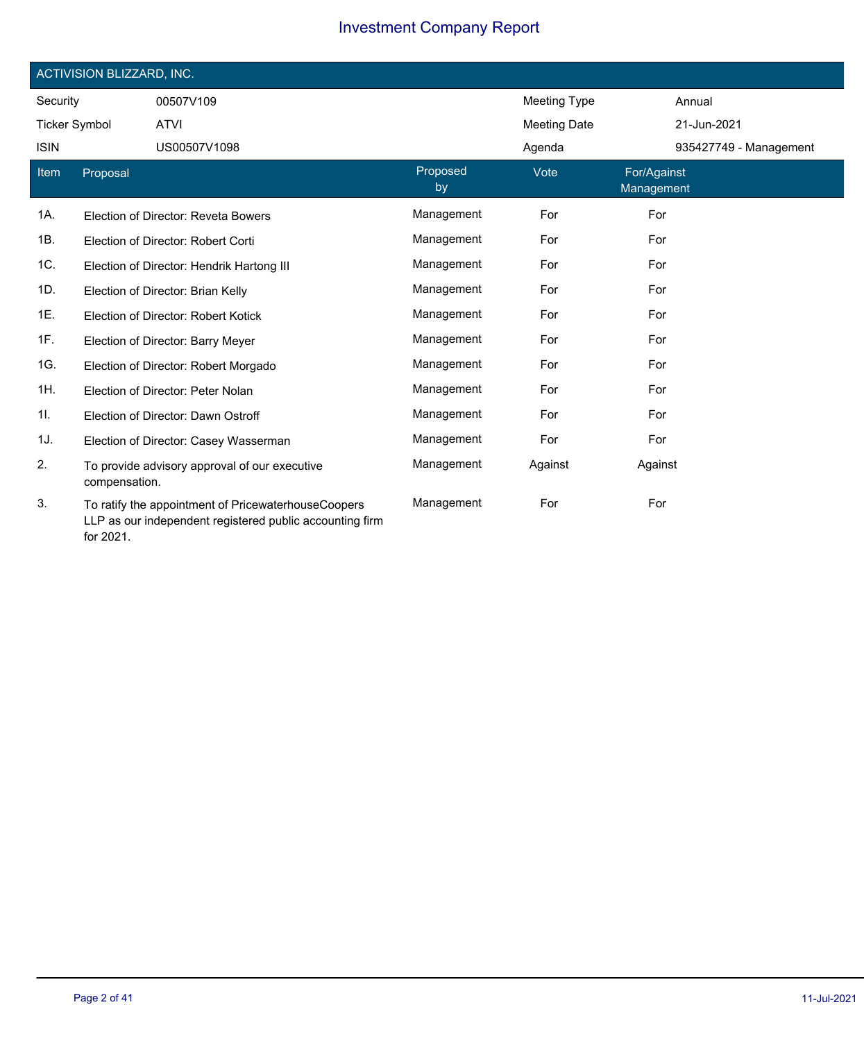## ACTIVISION BLIZZARD, INC.

| Security | 00507V109 | Meeting Type | Annual |
|---|---|---|---|
| Ticker Symbol | ATVI | Meeting Date | 21-Jun-2021 |
| ISIN | US00507V1098 | Agenda | 935427749 - Management |

| Item | Proposal | Proposed by | Vote | For/Against Management |
|---|---|---|---|---|
| 1A. | Election of Director: Reveta Bowers | Management | For | For |
| 1B. | Election of Director: Robert Corti | Management | For | For |
| 1C. | Election of Director: Hendrik Hartong III | Management | For | For |
| 1D. | Election of Director: Brian Kelly | Management | For | For |
| 1E. | Election of Director: Robert Kotick | Management | For | For |
| 1F. | Election of Director: Barry Meyer | Management | For | For |
| 1G. | Election of Director: Robert Morgado | Management | For | For |
| 1H. | Election of Director: Peter Nolan | Management | For | For |
| 1I. | Election of Director: Dawn Ostroff | Management | For | For |
| 1J. | Election of Director: Casey Wasserman | Management | For | For |
| 2. | To provide advisory approval of our executive compensation. | Management | Against | Against |
| 3. | To ratify the appointment of PricewaterhouseCoopers LLP as our independent registered public accounting firm for 2021. | Management | For | For |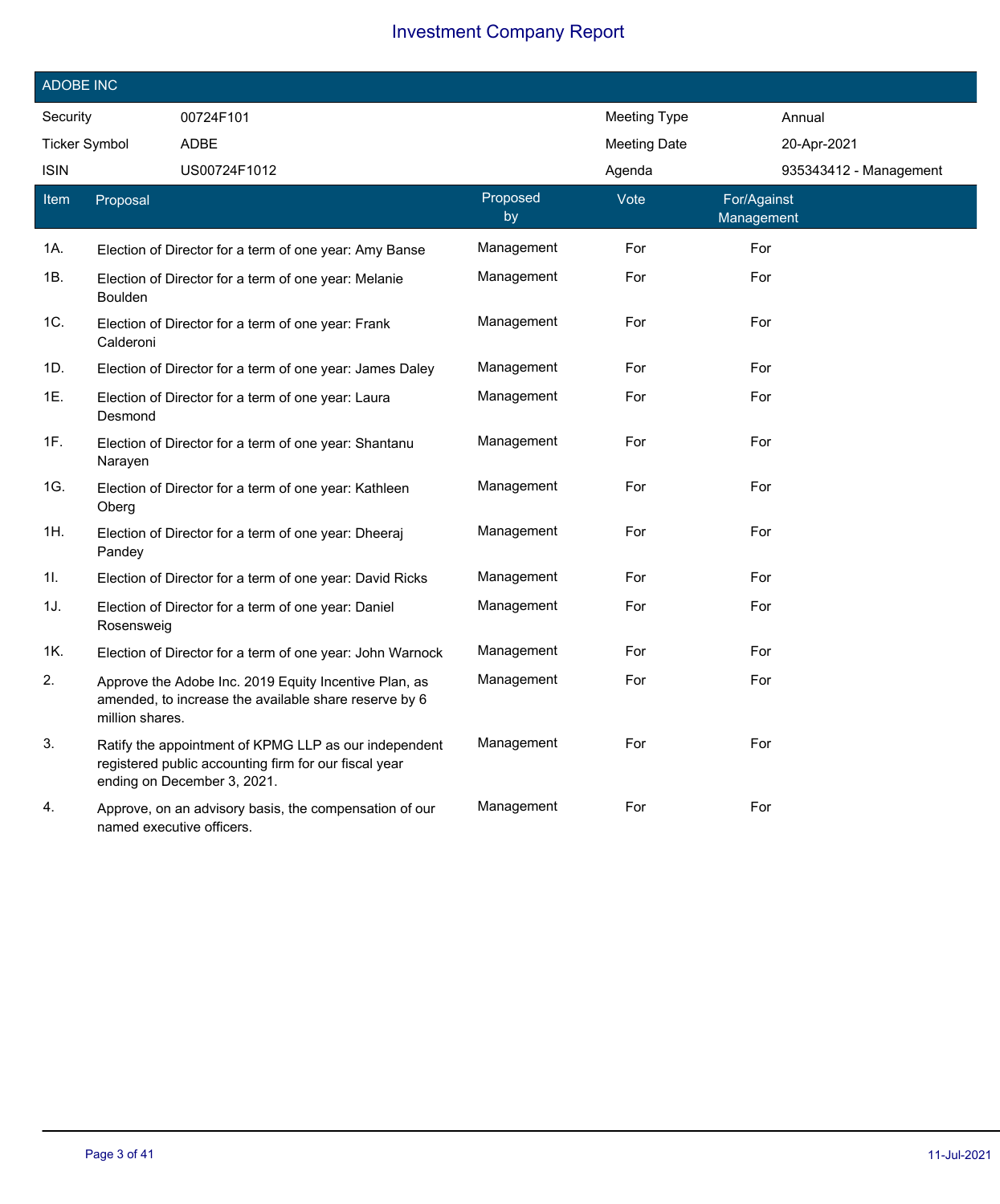# Investment Company Report

## ADOBE INC

| | | | |
|---|---|---|---|
| Security | 00724F101 | Meeting Type | Annual |
| Ticker Symbol | ADBE | Meeting Date | 20-Apr-2021 |
| ISIN | US00724F1012 | Agenda | 935343412 - Management |

| Item | Proposal | Proposed by | Vote | For/Against Management |
|---|---|---|---|---|
| 1A. | Election of Director for a term of one year: Amy Banse | Management | For | For |
| 1B. | Election of Director for a term of one year: Melanie Boulden | Management | For | For |
| 1C. | Election of Director for a term of one year: Frank Calderoni | Management | For | For |
| 1D. | Election of Director for a term of one year: James Daley | Management | For | For |
| 1E. | Election of Director for a term of one year: Laura Desmond | Management | For | For |
| 1F. | Election of Director for a term of one year: Shantanu Narayen | Management | For | For |
| 1G. | Election of Director for a term of one year: Kathleen Oberg | Management | For | For |
| 1H. | Election of Director for a term of one year: Dheeraj Pandey | Management | For | For |
| 1I. | Election of Director for a term of one year: David Ricks | Management | For | For |
| 1J. | Election of Director for a term of one year: Daniel Rosensweig | Management | For | For |
| 1K. | Election of Director for a term of one year: John Warnock | Management | For | For |
| 2. | Approve the Adobe Inc. 2019 Equity Incentive Plan, as amended, to increase the available share reserve by 6 million shares. | Management | For | For |
| 3. | Ratify the appointment of KPMG LLP as our independent registered public accounting firm for our fiscal year ending on December 3, 2021. | Management | For | For |
| 4. | Approve, on an advisory basis, the compensation of our named executive officers. | Management | For | For |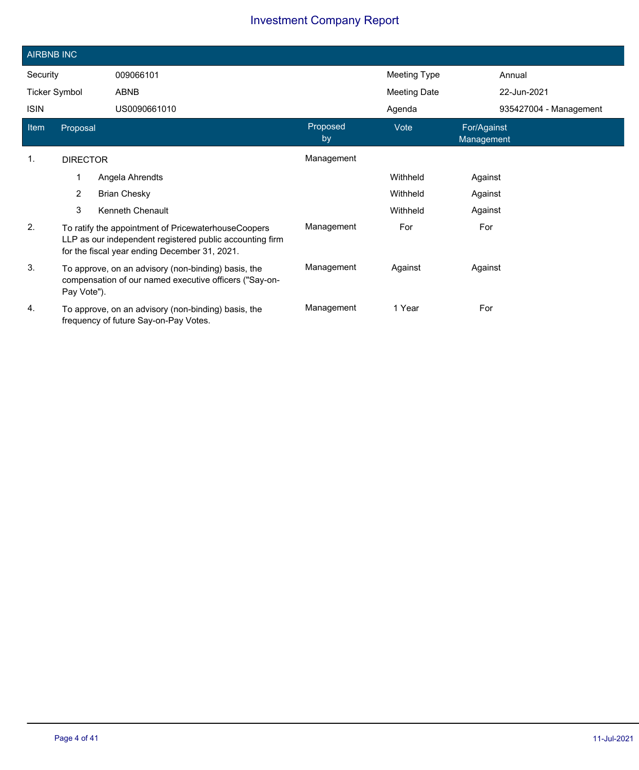# Investment Company Report

## AIRBNB INC

| | | | |
|---|---|---|---|
| Security | 009066101 | Meeting Type | Annual |
| Ticker Symbol | ABNB | Meeting Date | 22-Jun-2021 |
| ISIN | US0090661010 | Agenda | 935427004 - Management |

| Item | Proposal | Proposed by | Vote | For/Against Management |
|---|---|---|---|---|
| 1. | DIRECTOR | Management | | |
| | 1 Angela Ahrendts | | Withheld | Against |
| | 2 Brian Chesky | | Withheld | Against |
| | 3 Kenneth Chenault | | Withheld | Against |
| 2. | To ratify the appointment of PricewaterhouseCoopers LLP as our independent registered public accounting firm for the fiscal year ending December 31, 2021. | Management | For | For |
| 3. | To approve, on an advisory (non-binding) basis, the compensation of our named executive officers ("Say-on-Pay Vote"). | Management | Against | Against |
| 4. | To approve, on an advisory (non-binding) basis, the frequency of future Say-on-Pay Votes. | Management | 1 Year | For |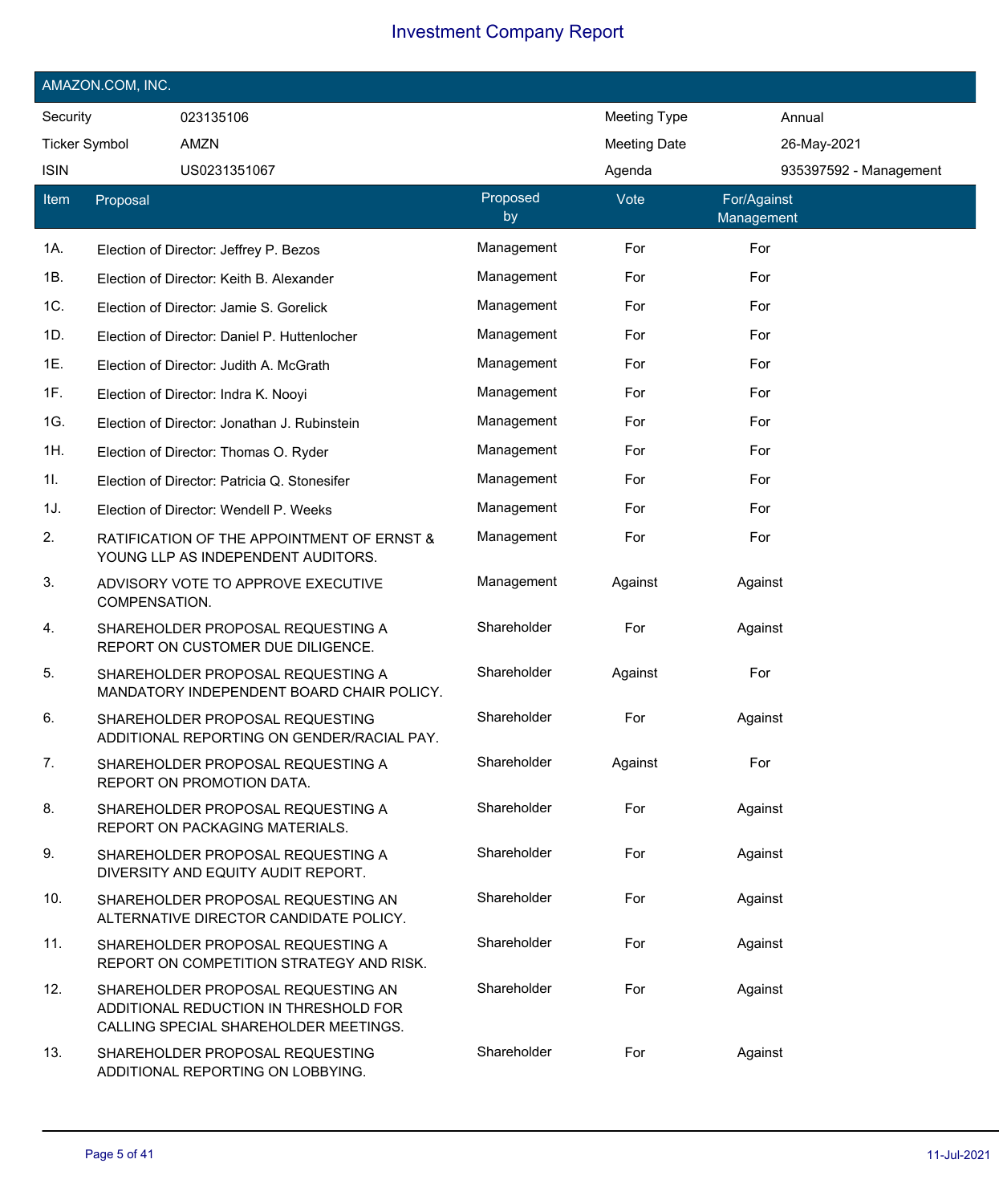# Investment Company Report

## AMAZON.COM, INC.

| | | | |
|---|---|---|---|
| Security | 023135106 | Meeting Type | Annual |
| Ticker Symbol | AMZN | Meeting Date | 26-May-2021 |
| ISIN | US0231351067 | Agenda | 935397592 - Management |

| Item | Proposal | Proposed by | Vote | For/Against Management |
|---|---|---|---|---|
| 1A. | Election of Director: Jeffrey P. Bezos | Management | For | For |
| 1B. | Election of Director: Keith B. Alexander | Management | For | For |
| 1C. | Election of Director: Jamie S. Gorelick | Management | For | For |
| 1D. | Election of Director: Daniel P. Huttenlocher | Management | For | For |
| 1E. | Election of Director: Judith A. McGrath | Management | For | For |
| 1F. | Election of Director: Indra K. Nooyi | Management | For | For |
| 1G. | Election of Director: Jonathan J. Rubinstein | Management | For | For |
| 1H. | Election of Director: Thomas O. Ryder | Management | For | For |
| 1I. | Election of Director: Patricia Q. Stonesifer | Management | For | For |
| 1J. | Election of Director: Wendell P. Weeks | Management | For | For |
| 2. | RATIFICATION OF THE APPOINTMENT OF ERNST & YOUNG LLP AS INDEPENDENT AUDITORS. | Management | For | For |
| 3. | ADVISORY VOTE TO APPROVE EXECUTIVE COMPENSATION. | Management | Against | Against |
| 4. | SHAREHOLDER PROPOSAL REQUESTING A REPORT ON CUSTOMER DUE DILIGENCE. | Shareholder | For | Against |
| 5. | SHAREHOLDER PROPOSAL REQUESTING A MANDATORY INDEPENDENT BOARD CHAIR POLICY. | Shareholder | Against | For |
| 6. | SHAREHOLDER PROPOSAL REQUESTING ADDITIONAL REPORTING ON GENDER/RACIAL PAY. | Shareholder | For | Against |
| 7. | SHAREHOLDER PROPOSAL REQUESTING A REPORT ON PROMOTION DATA. | Shareholder | Against | For |
| 8. | SHAREHOLDER PROPOSAL REQUESTING A REPORT ON PACKAGING MATERIALS. | Shareholder | For | Against |
| 9. | SHAREHOLDER PROPOSAL REQUESTING A DIVERSITY AND EQUITY AUDIT REPORT. | Shareholder | For | Against |
| 10. | SHAREHOLDER PROPOSAL REQUESTING AN ALTERNATIVE DIRECTOR CANDIDATE POLICY. | Shareholder | For | Against |
| 11. | SHAREHOLDER PROPOSAL REQUESTING A REPORT ON COMPETITION STRATEGY AND RISK. | Shareholder | For | Against |
| 12. | SHAREHOLDER PROPOSAL REQUESTING AN ADDITIONAL REDUCTION IN THRESHOLD FOR CALLING SPECIAL SHAREHOLDER MEETINGS. | Shareholder | For | Against |
| 13. | SHAREHOLDER PROPOSAL REQUESTING ADDITIONAL REPORTING ON LOBBYING. | Shareholder | For | Against |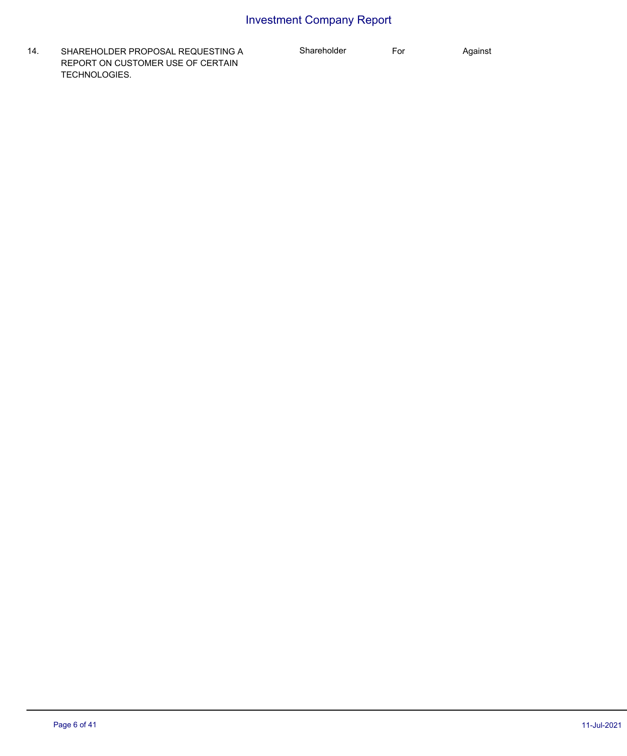| | | | | |
|---|---|---|---|---|
| 14. | SHAREHOLDER PROPOSAL REQUESTING A REPORT ON CUSTOMER USE OF CERTAIN TECHNOLOGIES. | Shareholder | For | Against |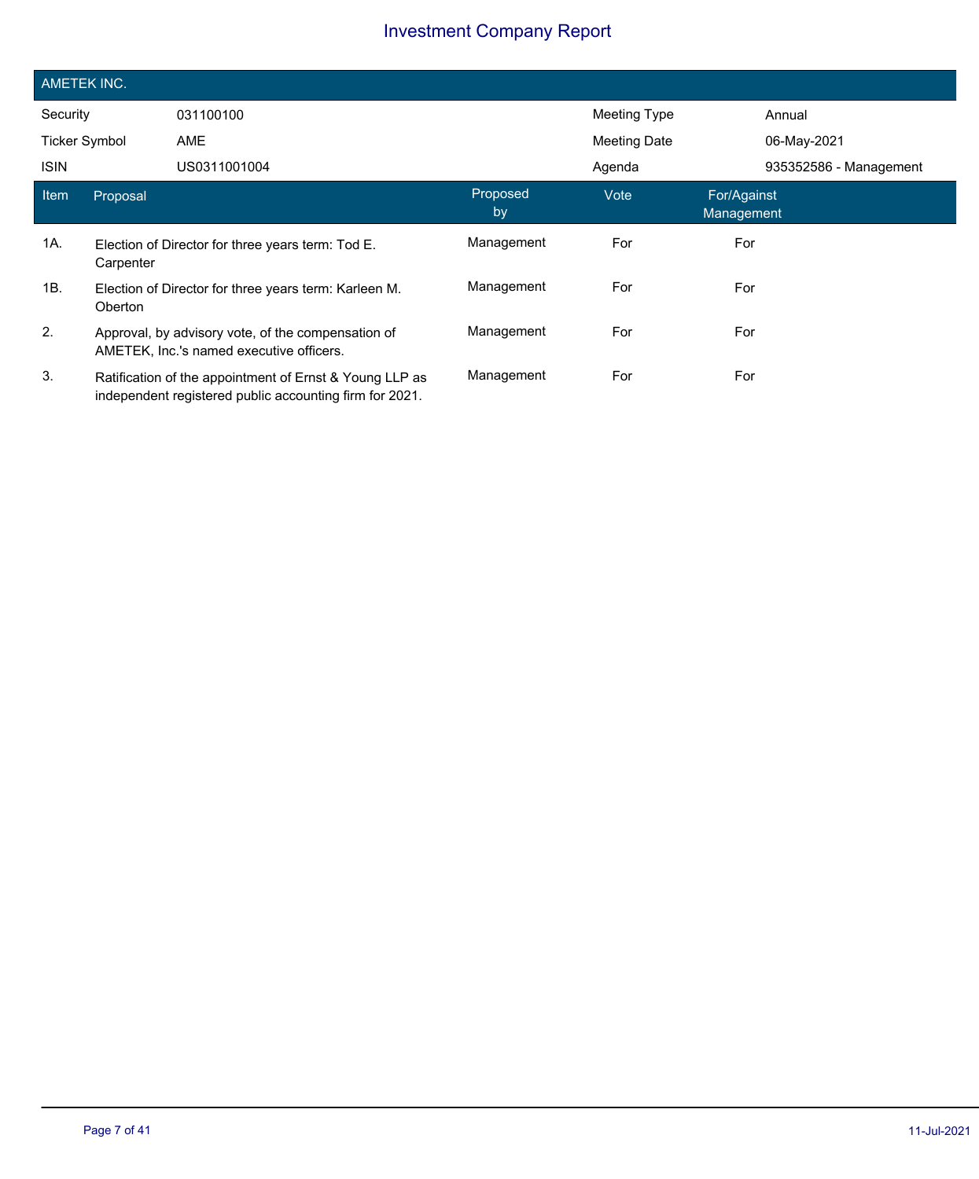# Investment Company Report

## AMETEK INC.

| | | | |
|---|---|---|---|
| Security | 031100100 | Meeting Type | Annual |
| Ticker Symbol | AME | Meeting Date | 06-May-2021 |
| ISIN | US0311001004 | Agenda | 935352586 - Management |

| Item | Proposal | Proposed by | Vote | For/Against Management |
|---|---|---|---|---|
| 1A. | Election of Director for three years term: Tod E. Carpenter | Management | For | For |
| 1B. | Election of Director for three years term: Karleen M. Oberton | Management | For | For |
| 2. | Approval, by advisory vote, of the compensation of AMETEK, Inc.'s named executive officers. | Management | For | For |
| 3. | Ratification of the appointment of Ernst & Young LLP as independent registered public accounting firm for 2021. | Management | For | For |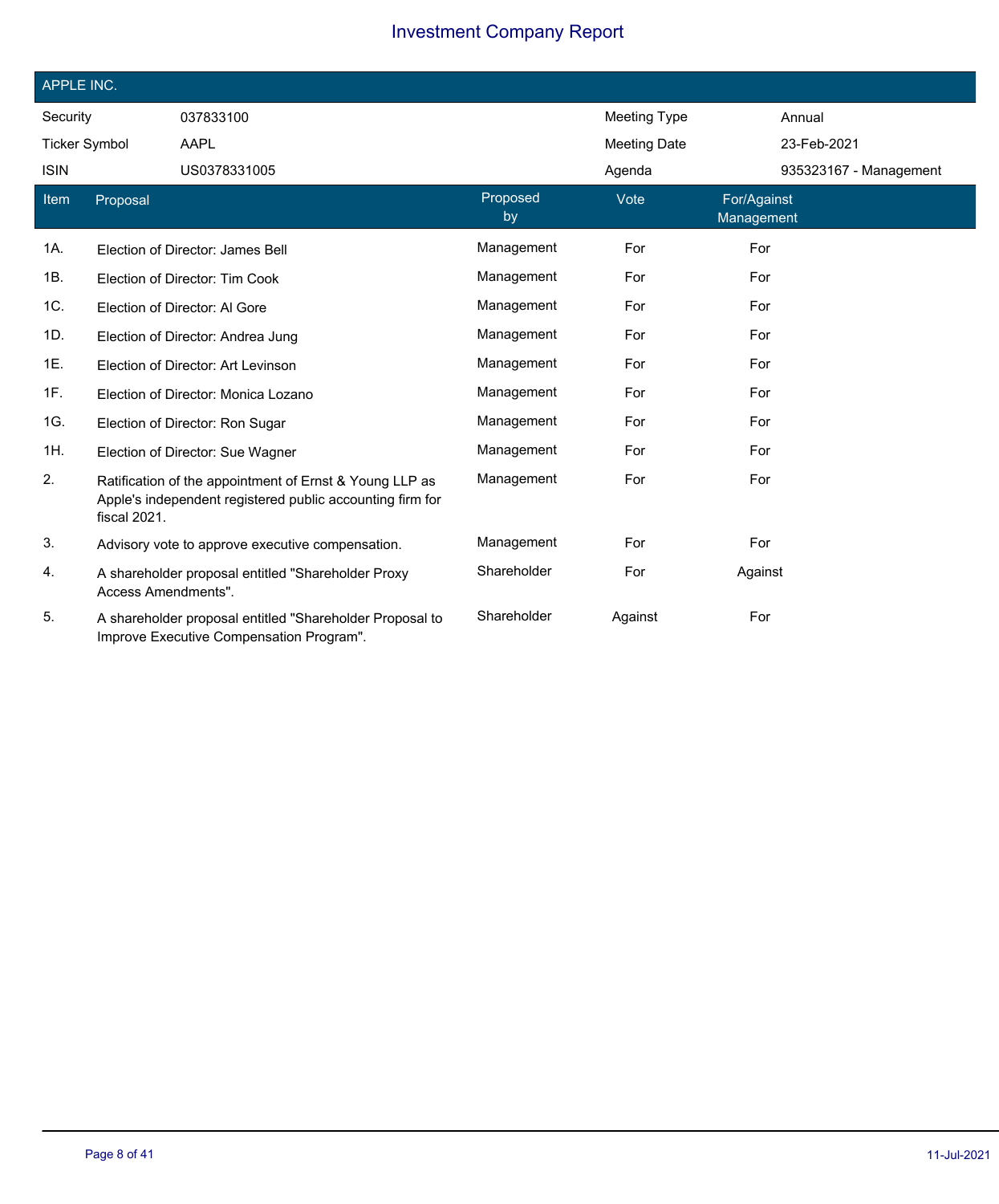# Investment Company Report

## APPLE INC.

| | | | |
|---|---|---|---|
| Security | 037833100 | Meeting Type | Annual |
| Ticker Symbol | AAPL | Meeting Date | 23-Feb-2021 |
| ISIN | US0378331005 | Agenda | 935323167 - Management |

| Item | Proposal | Proposed by | Vote | For/Against Management |
|---|---|---|---|---|
| 1A. | Election of Director: James Bell | Management | For | For |
| 1B. | Election of Director: Tim Cook | Management | For | For |
| 1C. | Election of Director: Al Gore | Management | For | For |
| 1D. | Election of Director: Andrea Jung | Management | For | For |
| 1E. | Election of Director: Art Levinson | Management | For | For |
| 1F. | Election of Director: Monica Lozano | Management | For | For |
| 1G. | Election of Director: Ron Sugar | Management | For | For |
| 1H. | Election of Director: Sue Wagner | Management | For | For |
| 2. | Ratification of the appointment of Ernst & Young LLP as Apple's independent registered public accounting firm for fiscal 2021. | Management | For | For |
| 3. | Advisory vote to approve executive compensation. | Management | For | For |
| 4. | A shareholder proposal entitled "Shareholder Proxy Access Amendments". | Shareholder | For | Against |
| 5. | A shareholder proposal entitled "Shareholder Proposal to Improve Executive Compensation Program". | Shareholder | Against | For |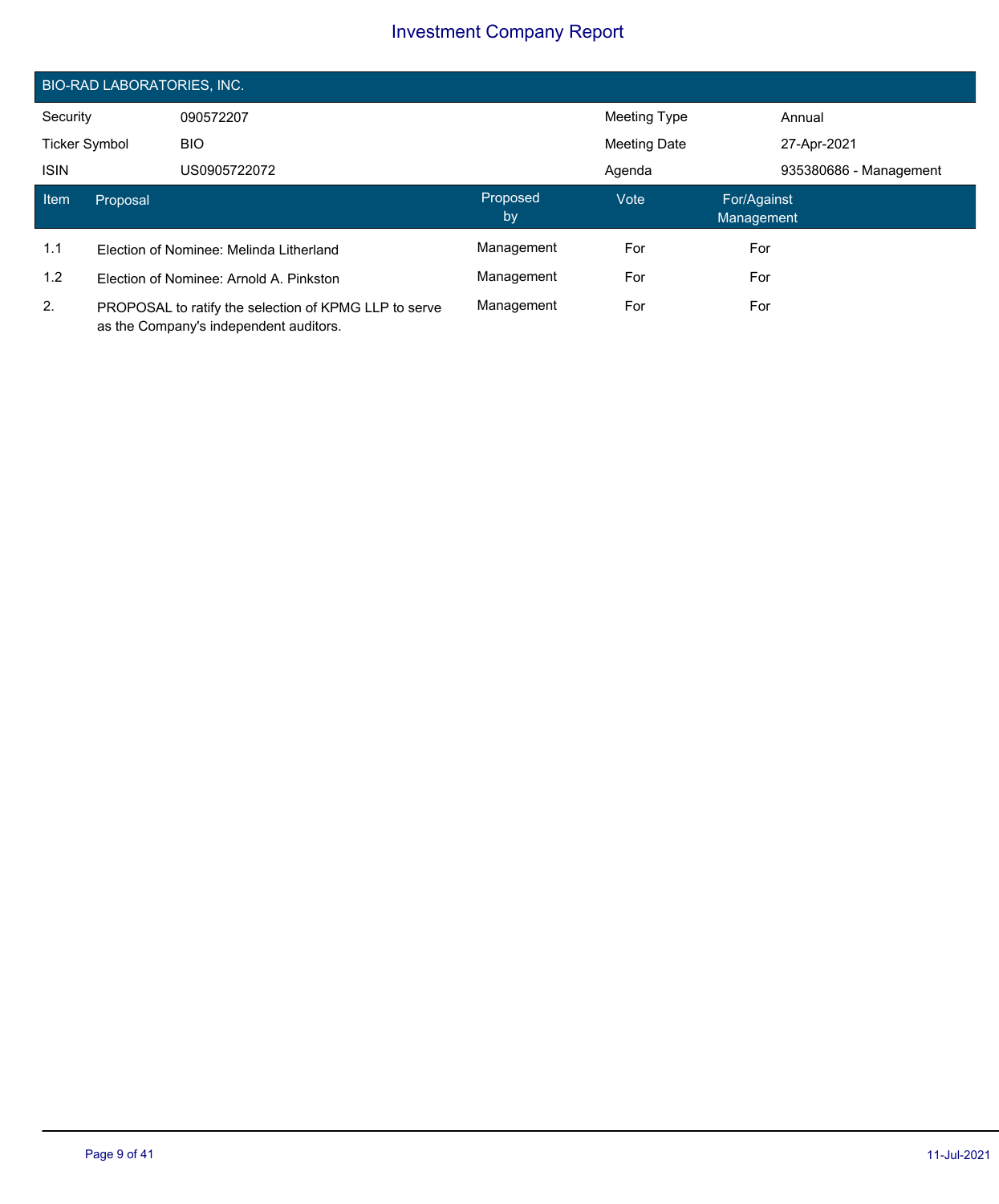# Investment Company Report

## BIO-RAD LABORATORIES, INC.

| Security | 090572207 | Meeting Type | Annual |
|---|---|---|---|
| Ticker Symbol | BIO | Meeting Date | 27-Apr-2021 |
| ISIN | US0905722072 | Agenda | 935380686 - Management |

| Item | Proposal | Proposed by | Vote | For/Against Management |
|---|---|---|---|---|
| 1.1 | Election of Nominee: Melinda Litherland | Management | For | For |
| 1.2 | Election of Nominee: Arnold A. Pinkston | Management | For | For |
| 2. | PROPOSAL to ratify the selection of KPMG LLP to serve as the Company's independent auditors. | Management | For | For |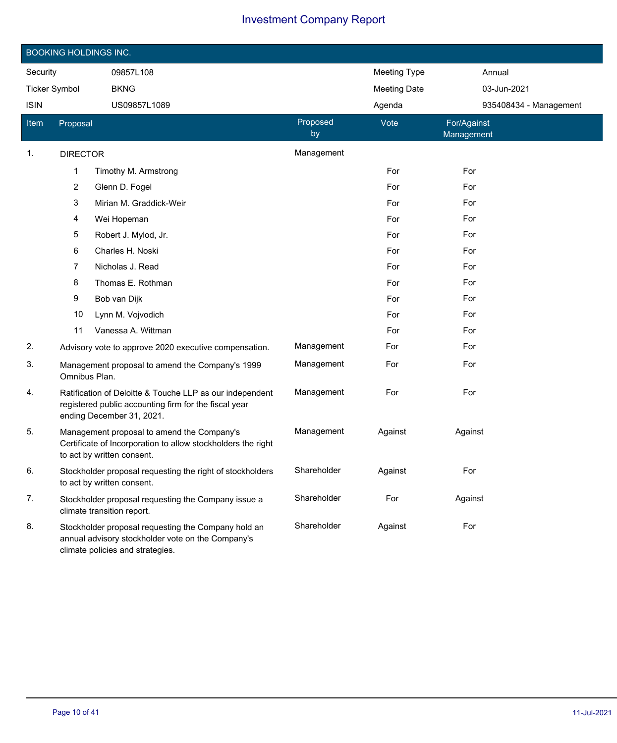# Investment Company Report

## BOOKING HOLDINGS INC.

| | | | |
|---|---|---|---|
| Security | 09857L108 | Meeting Type | Annual |
| Ticker Symbol | BKNG | Meeting Date | 03-Jun-2021 |
| ISIN | US09857L1089 | Agenda | 935408434 - Management |

| Item | Proposal | Proposed by | Vote | For/Against Management |
|---|---|---|---|---|
| 1. | DIRECTOR | Management | | |
| | 1 Timothy M. Armstrong | | For | For |
| | 2 Glenn D. Fogel | | For | For |
| | 3 Mirian M. Graddick-Weir | | For | For |
| | 4 Wei Hopeman | | For | For |
| | 5 Robert J. Mylod, Jr. | | For | For |
| | 6 Charles H. Noski | | For | For |
| | 7 Nicholas J. Read | | For | For |
| | 8 Thomas E. Rothman | | For | For |
| | 9 Bob van Dijk | | For | For |
| | 10 Lynn M. Vojvodich | | For | For |
| | 11 Vanessa A. Wittman | | For | For |
| 2. | Advisory vote to approve 2020 executive compensation. | Management | For | For |
| 3. | Management proposal to amend the Company's 1999 Omnibus Plan. | Management | For | For |
| 4. | Ratification of Deloitte & Touche LLP as our independent registered public accounting firm for the fiscal year ending December 31, 2021. | Management | For | For |
| 5. | Management proposal to amend the Company's Certificate of Incorporation to allow stockholders the right to act by written consent. | Management | Against | Against |
| 6. | Stockholder proposal requesting the right of stockholders to act by written consent. | Shareholder | Against | For |
| 7. | Stockholder proposal requesting the Company issue a climate transition report. | Shareholder | For | Against |
| 8. | Stockholder proposal requesting the Company hold an annual advisory stockholder vote on the Company's climate policies and strategies. | Shareholder | Against | For |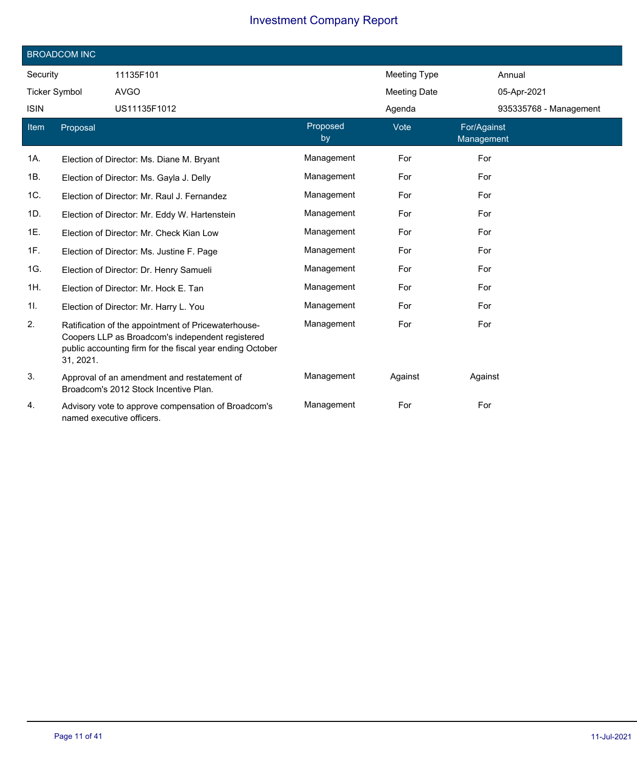# Investment Company Report

## BROADCOM INC

| | | | |
|---|---|---|---|
| Security | 11135F101 | Meeting Type | Annual |
| Ticker Symbol | AVGO | Meeting Date | 05-Apr-2021 |
| ISIN | US11135F1012 | Agenda | 935335768 - Management |

| Item | Proposal | Proposed by | Vote | For/Against Management |
|---|---|---|---|---|
| 1A. | Election of Director: Ms. Diane M. Bryant | Management | For | For |
| 1B. | Election of Director: Ms. Gayla J. Delly | Management | For | For |
| 1C. | Election of Director: Mr. Raul J. Fernandez | Management | For | For |
| 1D. | Election of Director: Mr. Eddy W. Hartenstein | Management | For | For |
| 1E. | Election of Director: Mr. Check Kian Low | Management | For | For |
| 1F. | Election of Director: Ms. Justine F. Page | Management | For | For |
| 1G. | Election of Director: Dr. Henry Samueli | Management | For | For |
| 1H. | Election of Director: Mr. Hock E. Tan | Management | For | For |
| 1I. | Election of Director: Mr. Harry L. You | Management | For | For |
| 2. | Ratification of the appointment of Pricewaterhouse-Coopers LLP as Broadcom's independent registered public accounting firm for the fiscal year ending October 31, 2021. | Management | For | For |
| 3. | Approval of an amendment and restatement of Broadcom's 2012 Stock Incentive Plan. | Management | Against | Against |
| 4. | Advisory vote to approve compensation of Broadcom's named executive officers. | Management | For | For |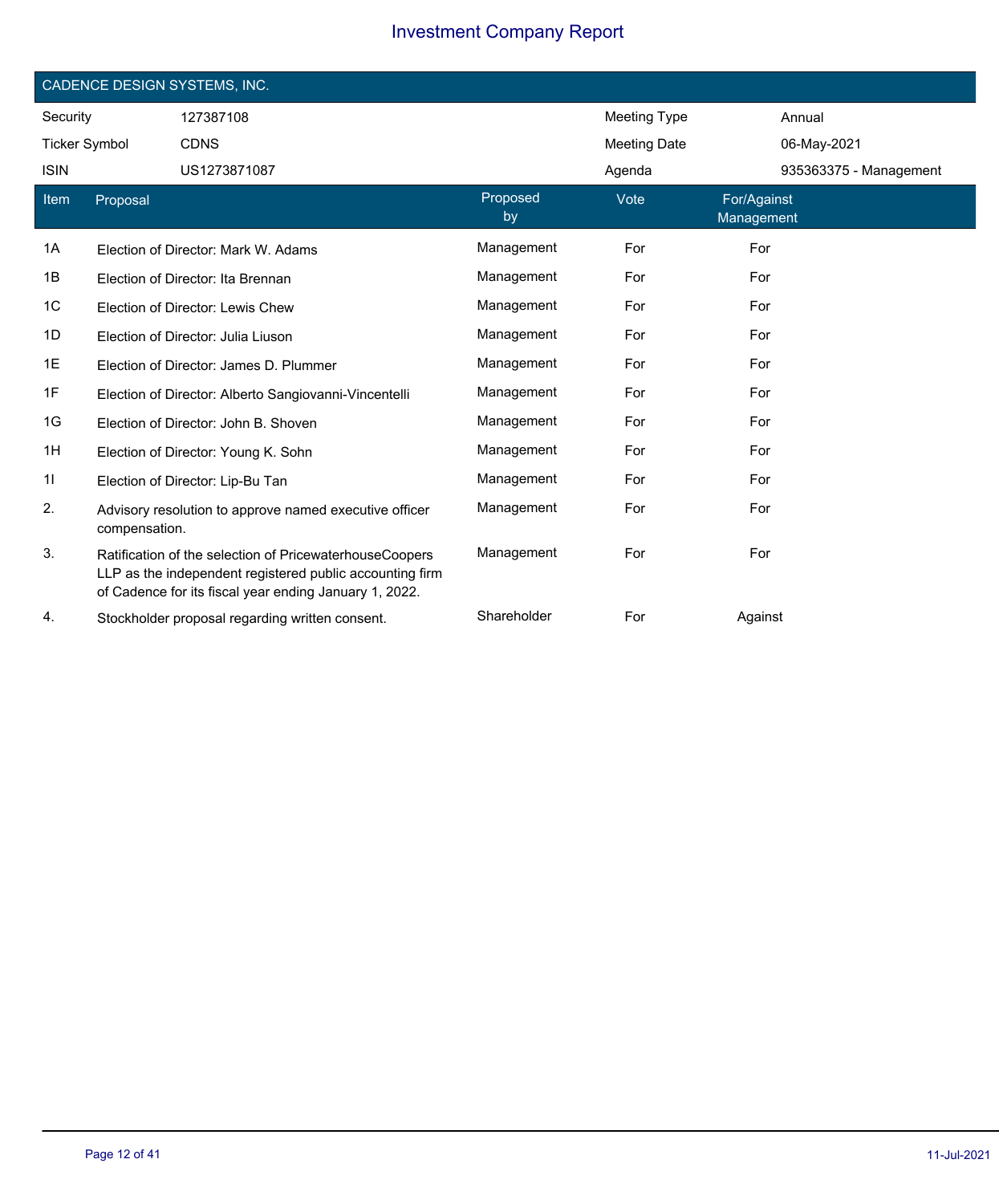## CADENCE DESIGN SYSTEMS, INC.

| Security | 127387108 | Meeting Type | Annual |
|---|---|---|---|
| Ticker Symbol | CDNS | Meeting Date | 06-May-2021 |
| ISIN | US1273871087 | Agenda | 935363375 - Management |

| Item | Proposal | Proposed by | Vote | For/Against Management |
|---|---|---|---|---|
| 1A | Election of Director: Mark W. Adams | Management | For | For |
| 1B | Election of Director: Ita Brennan | Management | For | For |
| 1C | Election of Director: Lewis Chew | Management | For | For |
| 1D | Election of Director: Julia Liuson | Management | For | For |
| 1E | Election of Director: James D. Plummer | Management | For | For |
| 1F | Election of Director: Alberto Sangiovanni-Vincentelli | Management | For | For |
| 1G | Election of Director: John B. Shoven | Management | For | For |
| 1H | Election of Director: Young K. Sohn | Management | For | For |
| 1I | Election of Director: Lip-Bu Tan | Management | For | For |
| 2. | Advisory resolution to approve named executive officer compensation. | Management | For | For |
| 3. | Ratification of the selection of PricewaterhouseCoopers LLP as the independent registered public accounting firm of Cadence for its fiscal year ending January 1, 2022. | Management | For | For |
| 4. | Stockholder proposal regarding written consent. | Shareholder | For | Against |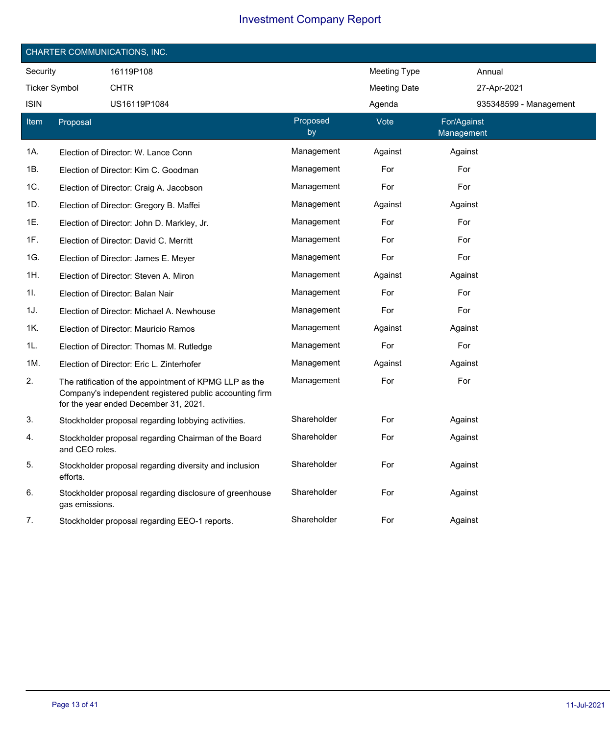# Investment Company Report

## CHARTER COMMUNICATIONS, INC.

| | | | |
|---|---|---|---|
| Security | 16119P108 | Meeting Type | Annual |
| Ticker Symbol | CHTR | Meeting Date | 27-Apr-2021 |
| ISIN | US16119P1084 | Agenda | 935348599 - Management |

| Item | Proposal | Proposed by | Vote | For/Against Management |
|---|---|---|---|---|
| 1A. | Election of Director: W. Lance Conn | Management | Against | Against |
| 1B. | Election of Director: Kim C. Goodman | Management | For | For |
| 1C. | Election of Director: Craig A. Jacobson | Management | For | For |
| 1D. | Election of Director: Gregory B. Maffei | Management | Against | Against |
| 1E. | Election of Director: John D. Markley, Jr. | Management | For | For |
| 1F. | Election of Director: David C. Merritt | Management | For | For |
| 1G. | Election of Director: James E. Meyer | Management | For | For |
| 1H. | Election of Director: Steven A. Miron | Management | Against | Against |
| 1I. | Election of Director: Balan Nair | Management | For | For |
| 1J. | Election of Director: Michael A. Newhouse | Management | For | For |
| 1K. | Election of Director: Mauricio Ramos | Management | Against | Against |
| 1L. | Election of Director: Thomas M. Rutledge | Management | For | For |
| 1M. | Election of Director: Eric L. Zinterhofer | Management | Against | Against |
| 2. | The ratification of the appointment of KPMG LLP as the Company's independent registered public accounting firm for the year ended December 31, 2021. | Management | For | For |
| 3. | Stockholder proposal regarding lobbying activities. | Shareholder | For | Against |
| 4. | Stockholder proposal regarding Chairman of the Board and CEO roles. | Shareholder | For | Against |
| 5. | Stockholder proposal regarding diversity and inclusion efforts. | Shareholder | For | Against |
| 6. | Stockholder proposal regarding disclosure of greenhouse gas emissions. | Shareholder | For | Against |
| 7. | Stockholder proposal regarding EEO-1 reports. | Shareholder | For | Against |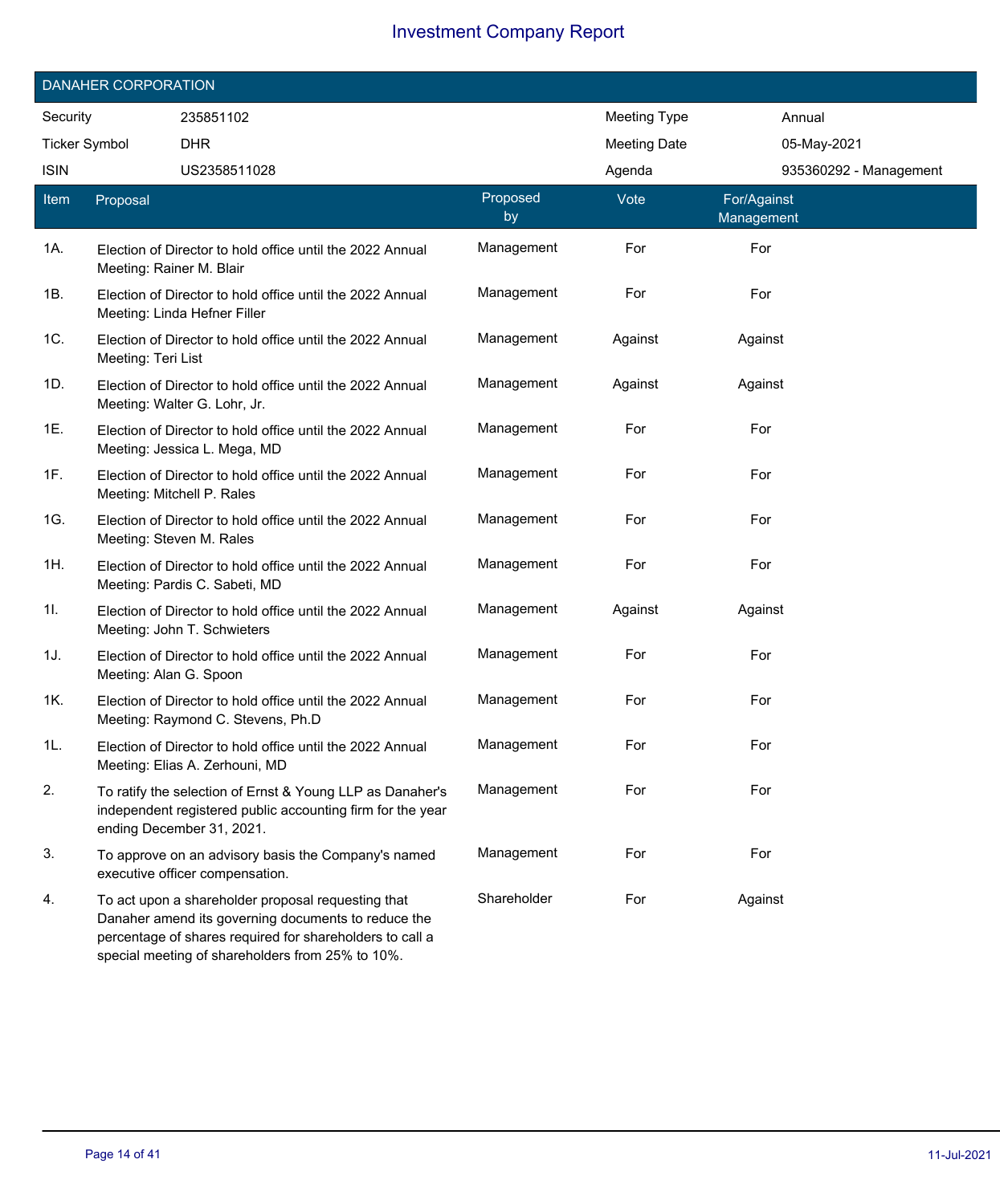# Investment Company Report

## DANAHER CORPORATION

| | | | |
|---|---|---|---|
| Security | 235851102 | Meeting Type | Annual |
| Ticker Symbol | DHR | Meeting Date | 05-May-2021 |
| ISIN | US2358511028 | Agenda | 935360292 - Management |

| Item | Proposal | Proposed by | Vote | For/Against Management |
|---|---|---|---|---|
| 1A. | Election of Director to hold office until the 2022 Annual Meeting: Rainer M. Blair | Management | For | For |
| 1B. | Election of Director to hold office until the 2022 Annual Meeting: Linda Hefner Filler | Management | For | For |
| 1C. | Election of Director to hold office until the 2022 Annual Meeting: Teri List | Management | Against | Against |
| 1D. | Election of Director to hold office until the 2022 Annual Meeting: Walter G. Lohr, Jr. | Management | Against | Against |
| 1E. | Election of Director to hold office until the 2022 Annual Meeting: Jessica L. Mega, MD | Management | For | For |
| 1F. | Election of Director to hold office until the 2022 Annual Meeting: Mitchell P. Rales | Management | For | For |
| 1G. | Election of Director to hold office until the 2022 Annual Meeting: Steven M. Rales | Management | For | For |
| 1H. | Election of Director to hold office until the 2022 Annual Meeting: Pardis C. Sabeti, MD | Management | For | For |
| 1I. | Election of Director to hold office until the 2022 Annual Meeting: John T. Schwieters | Management | Against | Against |
| 1J. | Election of Director to hold office until the 2022 Annual Meeting: Alan G. Spoon | Management | For | For |
| 1K. | Election of Director to hold office until the 2022 Annual Meeting: Raymond C. Stevens, Ph.D | Management | For | For |
| 1L. | Election of Director to hold office until the 2022 Annual Meeting: Elias A. Zerhouni, MD | Management | For | For |
| 2. | To ratify the selection of Ernst & Young LLP as Danaher's independent registered public accounting firm for the year ending December 31, 2021. | Management | For | For |
| 3. | To approve on an advisory basis the Company's named executive officer compensation. | Management | For | For |
| 4. | To act upon a shareholder proposal requesting that Danaher amend its governing documents to reduce the percentage of shares required for shareholders to call a special meeting of shareholders from 25% to 10%. | Shareholder | For | Against |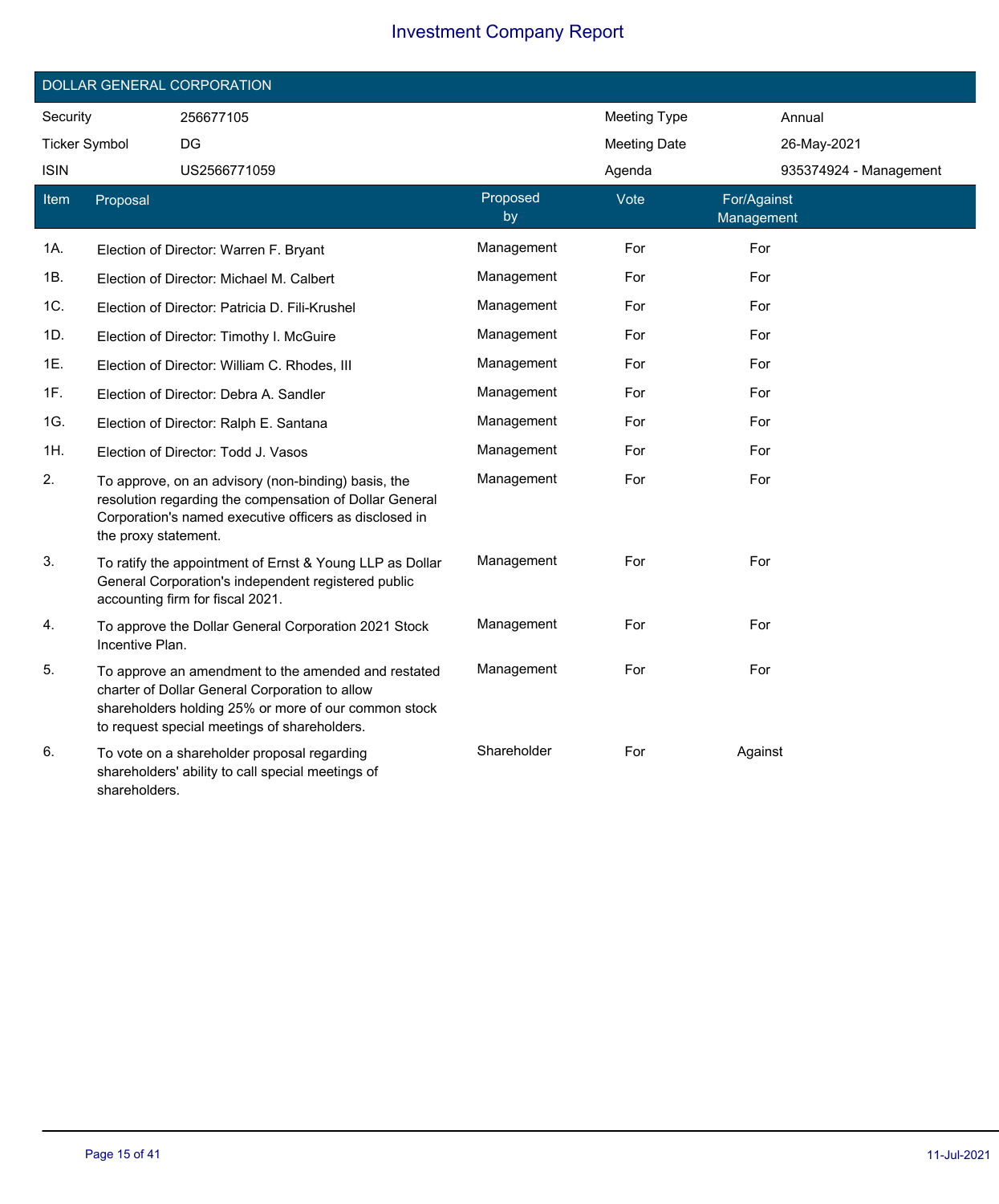## DOLLAR GENERAL CORPORATION

| Security | 256677105 | Meeting Type | Annual |
|---|---|---|---|
| Ticker Symbol | DG | Meeting Date | 26-May-2021 |
| ISIN | US2566771059 | Agenda | 935374924 - Management |

| Item | Proposal | Proposed by | Vote | For/Against Management |
|---|---|---|---|---|
| 1A. | Election of Director: Warren F. Bryant | Management | For | For |
| 1B. | Election of Director: Michael M. Calbert | Management | For | For |
| 1C. | Election of Director: Patricia D. Fili-Krushel | Management | For | For |
| 1D. | Election of Director: Timothy I. McGuire | Management | For | For |
| 1E. | Election of Director: William C. Rhodes, III | Management | For | For |
| 1F. | Election of Director: Debra A. Sandler | Management | For | For |
| 1G. | Election of Director: Ralph E. Santana | Management | For | For |
| 1H. | Election of Director: Todd J. Vasos | Management | For | For |
| 2. | To approve, on an advisory (non-binding) basis, the resolution regarding the compensation of Dollar General Corporation's named executive officers as disclosed in the proxy statement. | Management | For | For |
| 3. | To ratify the appointment of Ernst & Young LLP as Dollar General Corporation's independent registered public accounting firm for fiscal 2021. | Management | For | For |
| 4. | To approve the Dollar General Corporation 2021 Stock Incentive Plan. | Management | For | For |
| 5. | To approve an amendment to the amended and restated charter of Dollar General Corporation to allow shareholders holding 25% or more of our common stock to request special meetings of shareholders. | Management | For | For |
| 6. | To vote on a shareholder proposal regarding shareholders' ability to call special meetings of shareholders. | Shareholder | For | Against |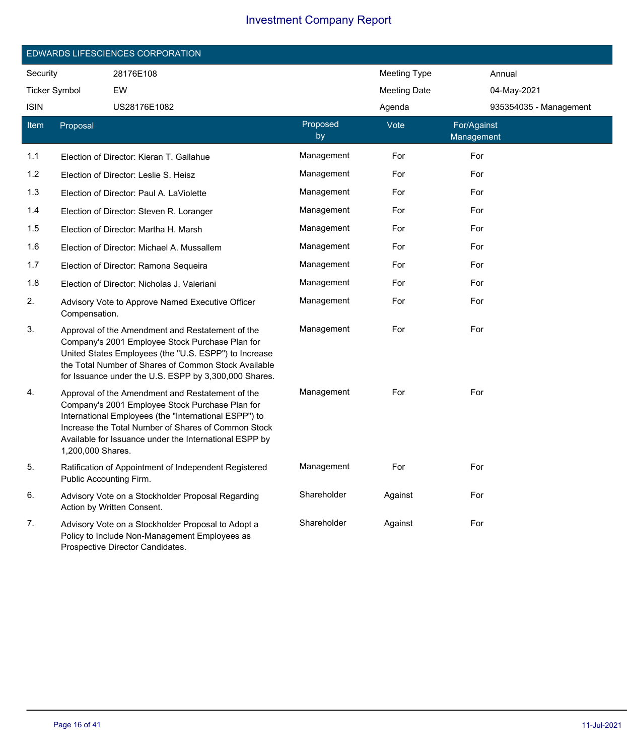# Investment Company Report

## EDWARDS LIFESCIENCES CORPORATION

| | | | |
|---|---|---|---|
| Security | 28176E108 | Meeting Type | Annual |
| Ticker Symbol | EW | Meeting Date | 04-May-2021 |
| ISIN | US28176E1082 | Agenda | 935354035 - Management |

| Item | Proposal | Proposed by | Vote | For/Against Management |
|---|---|---|---|---|
| 1.1 | Election of Director: Kieran T. Gallahue | Management | For | For |
| 1.2 | Election of Director: Leslie S. Heisz | Management | For | For |
| 1.3 | Election of Director: Paul A. LaViolette | Management | For | For |
| 1.4 | Election of Director: Steven R. Loranger | Management | For | For |
| 1.5 | Election of Director: Martha H. Marsh | Management | For | For |
| 1.6 | Election of Director: Michael A. Mussallem | Management | For | For |
| 1.7 | Election of Director: Ramona Sequeira | Management | For | For |
| 1.8 | Election of Director: Nicholas J. Valeriani | Management | For | For |
| 2. | Advisory Vote to Approve Named Executive Officer Compensation. | Management | For | For |
| 3. | Approval of the Amendment and Restatement of the Company's 2001 Employee Stock Purchase Plan for United States Employees (the "U.S. ESPP") to Increase the Total Number of Shares of Common Stock Available for Issuance under the U.S. ESPP by 3,300,000 Shares. | Management | For | For |
| 4. | Approval of the Amendment and Restatement of the Company's 2001 Employee Stock Purchase Plan for International Employees (the "International ESPP") to Increase the Total Number of Shares of Common Stock Available for Issuance under the International ESPP by 1,200,000 Shares. | Management | For | For |
| 5. | Ratification of Appointment of Independent Registered Public Accounting Firm. | Management | For | For |
| 6. | Advisory Vote on a Stockholder Proposal Regarding Action by Written Consent. | Shareholder | Against | For |
| 7. | Advisory Vote on a Stockholder Proposal to Adopt a Policy to Include Non-Management Employees as Prospective Director Candidates. | Shareholder | Against | For |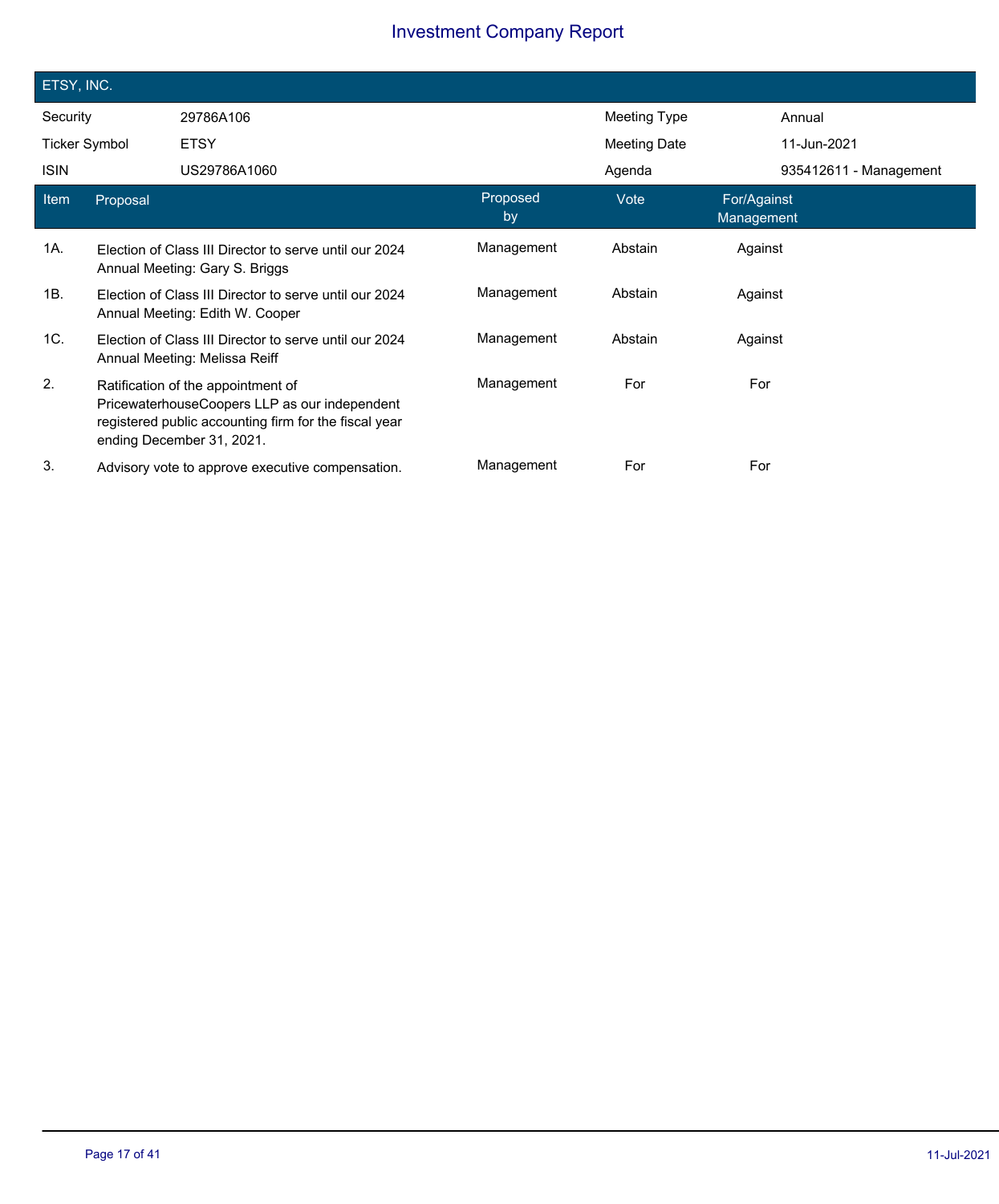# Investment Company Report

## ETSY, INC.

| | | | |
|---|---|---|---|
| Security | 29786A106 | Meeting Type | Annual |
| Ticker Symbol | ETSY | Meeting Date | 11-Jun-2021 |
| ISIN | US29786A1060 | Agenda | 935412611 - Management |

| Item | Proposal | Proposed by | Vote | For/Against Management |
|---|---|---|---|---|
| 1A. | Election of Class III Director to serve until our 2024 Annual Meeting: Gary S. Briggs | Management | Abstain | Against |
| 1B. | Election of Class III Director to serve until our 2024 Annual Meeting: Edith W. Cooper | Management | Abstain | Against |
| 1C. | Election of Class III Director to serve until our 2024 Annual Meeting: Melissa Reiff | Management | Abstain | Against |
| 2. | Ratification of the appointment of PricewaterhouseCoopers LLP as our independent registered public accounting firm for the fiscal year ending December 31, 2021. | Management | For | For |
| 3. | Advisory vote to approve executive compensation. | Management | For | For |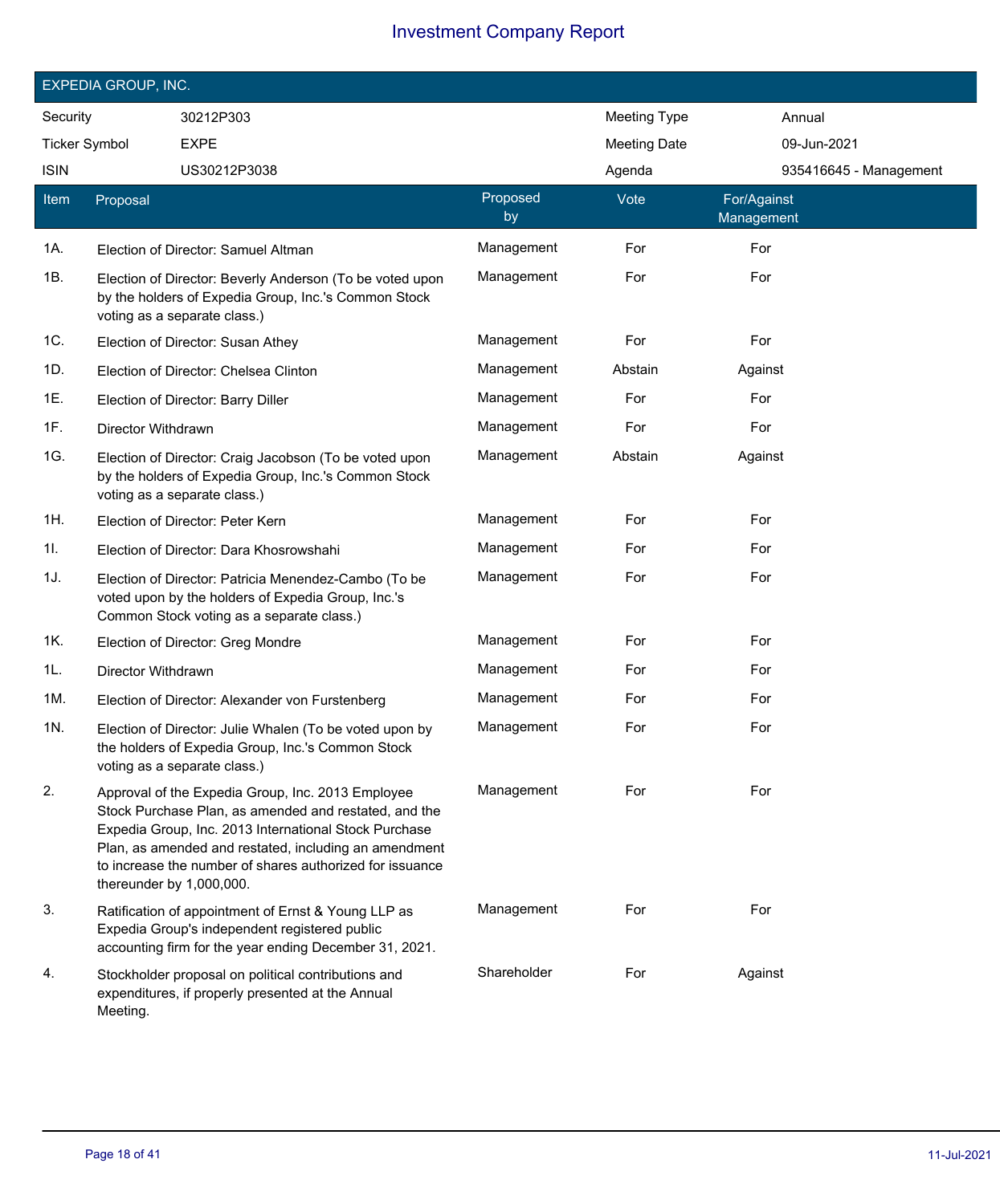# Investment Company Report

## EXPEDIA GROUP, INC.

| | | | |
|---|---|---|---|
| Security | 30212P303 | Meeting Type | Annual |
| Ticker Symbol | EXPE | Meeting Date | 09-Jun-2021 |
| ISIN | US30212P3038 | Agenda | 935416645 - Management |

| Item | Proposal | Proposed by | Vote | For/Against Management |
|---|---|---|---|---|
| 1A. | Election of Director: Samuel Altman | Management | For | For |
| 1B. | Election of Director: Beverly Anderson (To be voted upon by the holders of Expedia Group, Inc.'s Common Stock voting as a separate class.) | Management | For | For |
| 1C. | Election of Director: Susan Athey | Management | For | For |
| 1D. | Election of Director: Chelsea Clinton | Management | Abstain | Against |
| 1E. | Election of Director: Barry Diller | Management | For | For |
| 1F. | Director Withdrawn | Management | For | For |
| 1G. | Election of Director: Craig Jacobson (To be voted upon by the holders of Expedia Group, Inc.'s Common Stock voting as a separate class.) | Management | Abstain | Against |
| 1H. | Election of Director: Peter Kern | Management | For | For |
| 1I. | Election of Director: Dara Khosrowshahi | Management | For | For |
| 1J. | Election of Director: Patricia Menendez-Cambo (To be voted upon by the holders of Expedia Group, Inc.'s Common Stock voting as a separate class.) | Management | For | For |
| 1K. | Election of Director: Greg Mondre | Management | For | For |
| 1L. | Director Withdrawn | Management | For | For |
| 1M. | Election of Director: Alexander von Furstenberg | Management | For | For |
| 1N. | Election of Director: Julie Whalen (To be voted upon by the holders of Expedia Group, Inc.'s Common Stock voting as a separate class.) | Management | For | For |
| 2. | Approval of the Expedia Group, Inc. 2013 Employee Stock Purchase Plan, as amended and restated, and the Expedia Group, Inc. 2013 International Stock Purchase Plan, as amended and restated, including an amendment to increase the number of shares authorized for issuance thereunder by 1,000,000. | Management | For | For |
| 3. | Ratification of appointment of Ernst & Young LLP as Expedia Group's independent registered public accounting firm for the year ending December 31, 2021. | Management | For | For |
| 4. | Stockholder proposal on political contributions and expenditures, if properly presented at the Annual Meeting. | Shareholder | For | Against |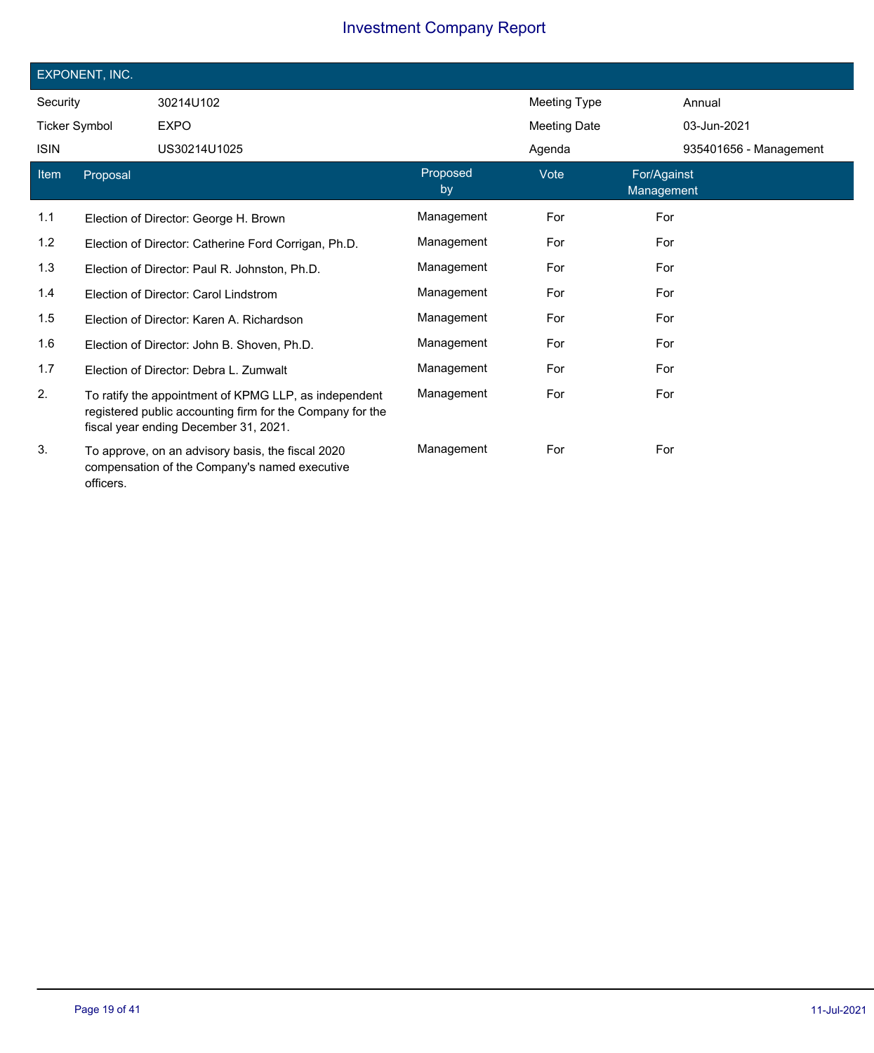# Investment Company Report

## EXPONENT, INC.

| | | | |
|---|---|---|---|
| Security | 30214U102 | Meeting Type | Annual |
| Ticker Symbol | EXPO | Meeting Date | 03-Jun-2021 |
| ISIN | US30214U1025 | Agenda | 935401656 - Management |

| Item | Proposal | Proposed by | Vote | For/Against Management |
|---|---|---|---|---|
| 1.1 | Election of Director: George H. Brown | Management | For | For |
| 1.2 | Election of Director: Catherine Ford Corrigan, Ph.D. | Management | For | For |
| 1.3 | Election of Director: Paul R. Johnston, Ph.D. | Management | For | For |
| 1.4 | Election of Director: Carol Lindstrom | Management | For | For |
| 1.5 | Election of Director: Karen A. Richardson | Management | For | For |
| 1.6 | Election of Director: John B. Shoven, Ph.D. | Management | For | For |
| 1.7 | Election of Director: Debra L. Zumwalt | Management | For | For |
| 2. | To ratify the appointment of KPMG LLP, as independent registered public accounting firm for the Company for the fiscal year ending December 31, 2021. | Management | For | For |
| 3. | To approve, on an advisory basis, the fiscal 2020 compensation of the Company's named executive officers. | Management | For | For |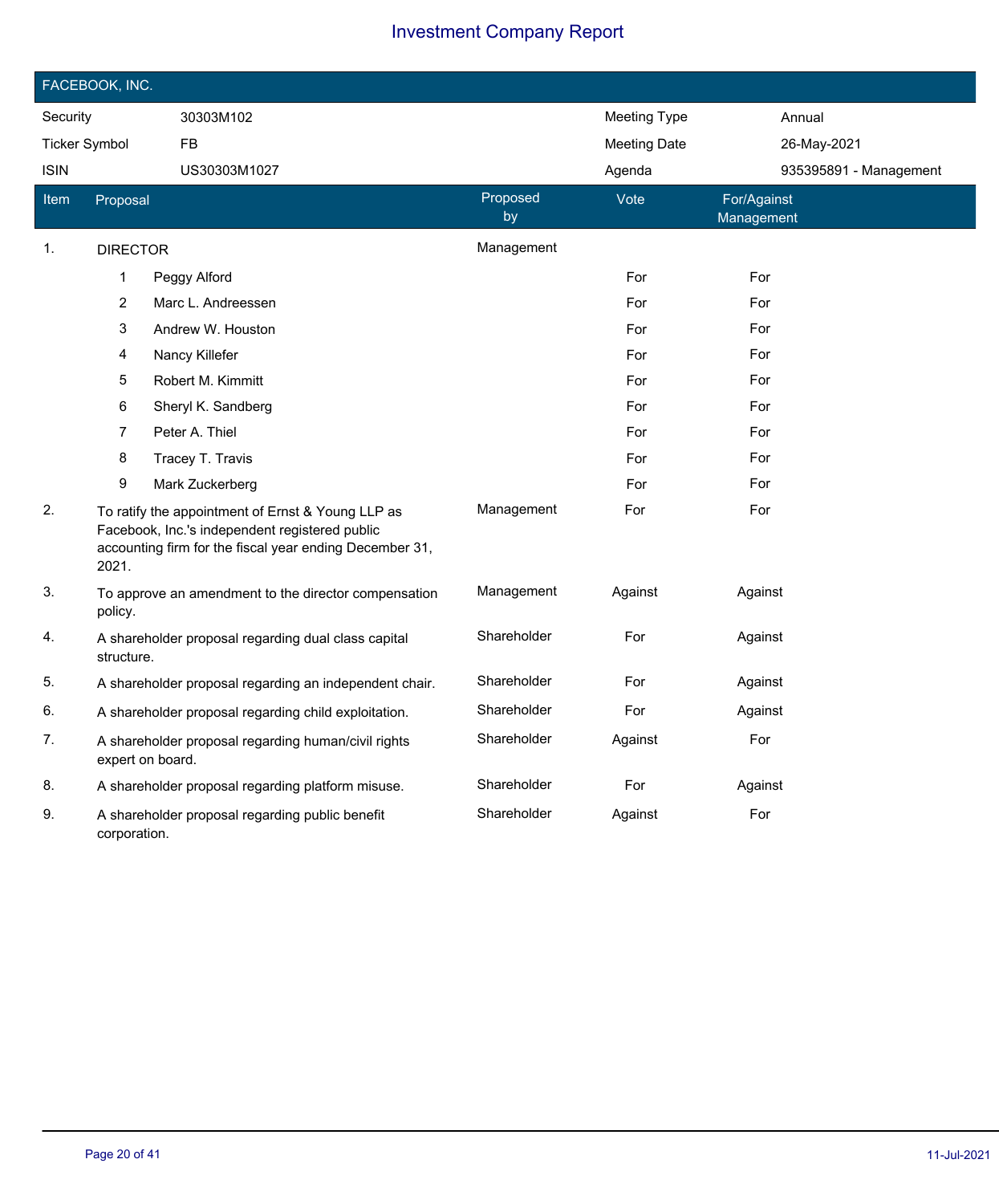# Investment Company Report

## FACEBOOK, INC.

| Security | 30303M102 | Meeting Type | Annual |
|---|---|---|---|
| Ticker Symbol | FB | Meeting Date | 26-May-2021 |
| ISIN | US30303M1027 | Agenda | 935395891 - Management |

| Item | Proposal | Proposed by | Vote | For/Against Management |
|---|---|---|---|---|
| 1. | DIRECTOR | Management | | |
| | 1 Peggy Alford | | For | For |
| | 2 Marc L. Andreessen | | For | For |
| | 3 Andrew W. Houston | | For | For |
| | 4 Nancy Killefer | | For | For |
| | 5 Robert M. Kimmitt | | For | For |
| | 6 Sheryl K. Sandberg | | For | For |
| | 7 Peter A. Thiel | | For | For |
| | 8 Tracey T. Travis | | For | For |
| | 9 Mark Zuckerberg | | For | For |
| 2. | To ratify the appointment of Ernst & Young LLP as Facebook, Inc.'s independent registered public accounting firm for the fiscal year ending December 31, 2021. | Management | For | For |
| 3. | To approve an amendment to the director compensation policy. | Management | Against | Against |
| 4. | A shareholder proposal regarding dual class capital structure. | Shareholder | For | Against |
| 5. | A shareholder proposal regarding an independent chair. | Shareholder | For | Against |
| 6. | A shareholder proposal regarding child exploitation. | Shareholder | For | Against |
| 7. | A shareholder proposal regarding human/civil rights expert on board. | Shareholder | Against | For |
| 8. | A shareholder proposal regarding platform misuse. | Shareholder | For | Against |
| 9. | A shareholder proposal regarding public benefit corporation. | Shareholder | Against | For |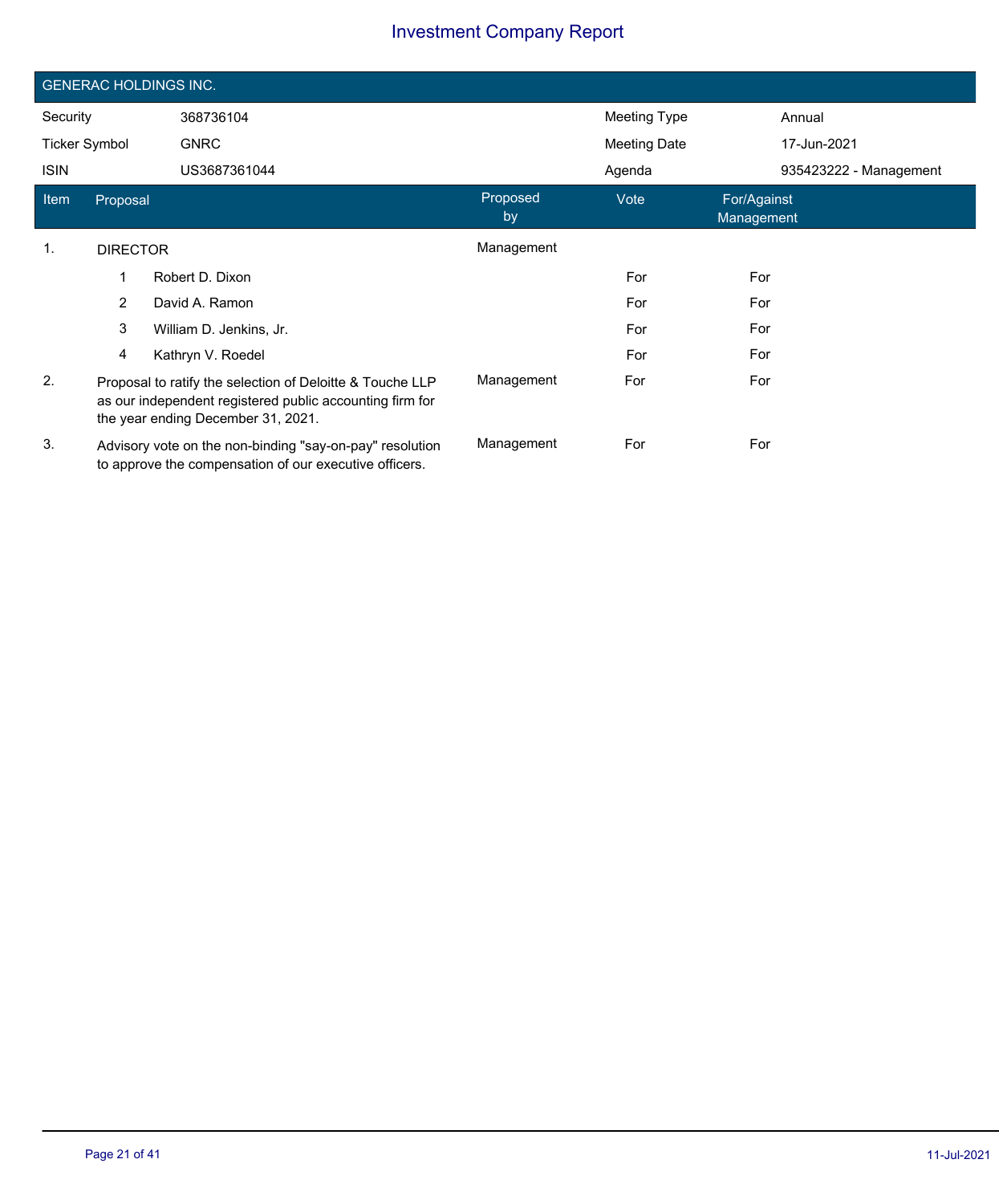# Investment Company Report

## GENERAC HOLDINGS INC.

| | | | |
|---|---|---|---|
| Security | 368736104 | Meeting Type | Annual |
| Ticker Symbol | GNRC | Meeting Date | 17-Jun-2021 |
| ISIN | US3687361044 | Agenda | 935423222 - Management |

| Item | Proposal | Proposed by | Vote | For/Against Management |
|---|---|---|---|---|
| 1. | DIRECTOR | Management | | |
| | 1 Robert D. Dixon | | For | For |
| | 2 David A. Ramon | | For | For |
| | 3 William D. Jenkins, Jr. | | For | For |
| | 4 Kathryn V. Roedel | | For | For |
| 2. | Proposal to ratify the selection of Deloitte & Touche LLP as our independent registered public accounting firm for the year ending December 31, 2021. | Management | For | For |
| 3. | Advisory vote on the non-binding "say-on-pay" resolution to approve the compensation of our executive officers. | Management | For | For |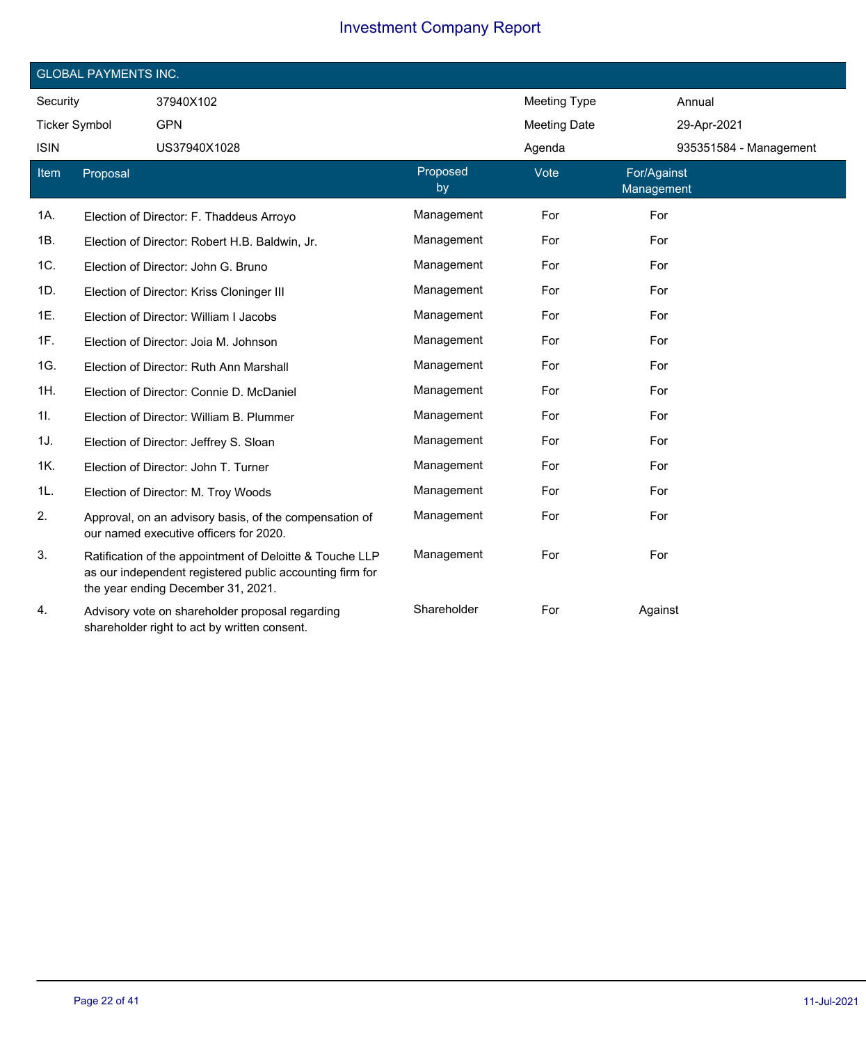# Investment Company Report

## GLOBAL PAYMENTS INC.

| | | | |
|---|---|---|---|
| Security | 37940X102 | Meeting Type | Annual |
| Ticker Symbol | GPN | Meeting Date | 29-Apr-2021 |
| ISIN | US37940X1028 | Agenda | 935351584 - Management |

| Item | Proposal | Proposed by | Vote | For/Against Management |
|---|---|---|---|---|
| 1A. | Election of Director: F. Thaddeus Arroyo | Management | For | For |
| 1B. | Election of Director: Robert H.B. Baldwin, Jr. | Management | For | For |
| 1C. | Election of Director: John G. Bruno | Management | For | For |
| 1D. | Election of Director: Kriss Cloninger III | Management | For | For |
| 1E. | Election of Director: William I Jacobs | Management | For | For |
| 1F. | Election of Director: Joia M. Johnson | Management | For | For |
| 1G. | Election of Director: Ruth Ann Marshall | Management | For | For |
| 1H. | Election of Director: Connie D. McDaniel | Management | For | For |
| 1I. | Election of Director: William B. Plummer | Management | For | For |
| 1J. | Election of Director: Jeffrey S. Sloan | Management | For | For |
| 1K. | Election of Director: John T. Turner | Management | For | For |
| 1L. | Election of Director: M. Troy Woods | Management | For | For |
| 2. | Approval, on an advisory basis, of the compensation of our named executive officers for 2020. | Management | For | For |
| 3. | Ratification of the appointment of Deloitte & Touche LLP as our independent registered public accounting firm for the year ending December 31, 2021. | Management | For | For |
| 4. | Advisory vote on shareholder proposal regarding shareholder right to act by written consent. | Shareholder | For | Against |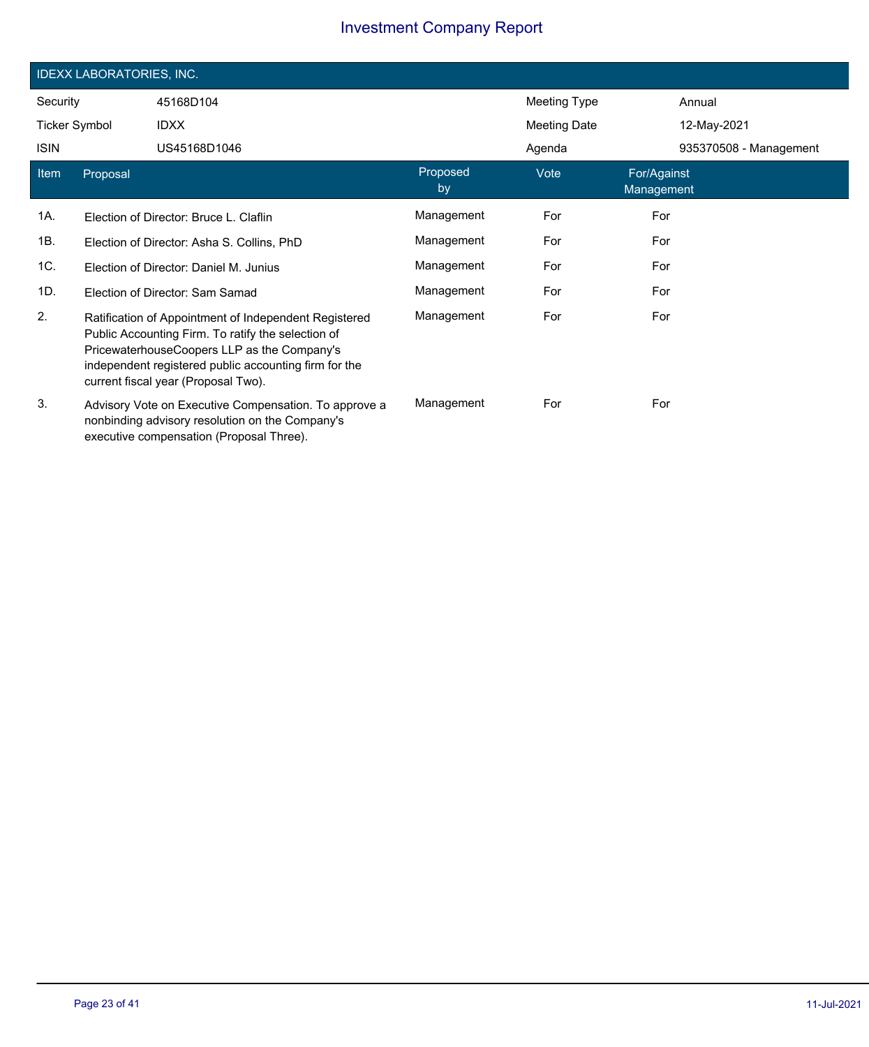# Investment Company Report

## IDEXX LABORATORIES, INC.

| | | | |
|---|---|---|---|
| Security | 45168D104 | Meeting Type | Annual |
| Ticker Symbol | IDXX | Meeting Date | 12-May-2021 |
| ISIN | US45168D1046 | Agenda | 935370508 - Management |

| Item | Proposal | Proposed by | Vote | For/Against Management |
|---|---|---|---|---|
| 1A. | Election of Director: Bruce L. Claflin | Management | For | For |
| 1B. | Election of Director: Asha S. Collins, PhD | Management | For | For |
| 1C. | Election of Director: Daniel M. Junius | Management | For | For |
| 1D. | Election of Director: Sam Samad | Management | For | For |
| 2. | Ratification of Appointment of Independent Registered Public Accounting Firm. To ratify the selection of PricewaterhouseCoopers LLP as the Company's independent registered public accounting firm for the current fiscal year (Proposal Two). | Management | For | For |
| 3. | Advisory Vote on Executive Compensation. To approve a nonbinding advisory resolution on the Company's executive compensation (Proposal Three). | Management | For | For |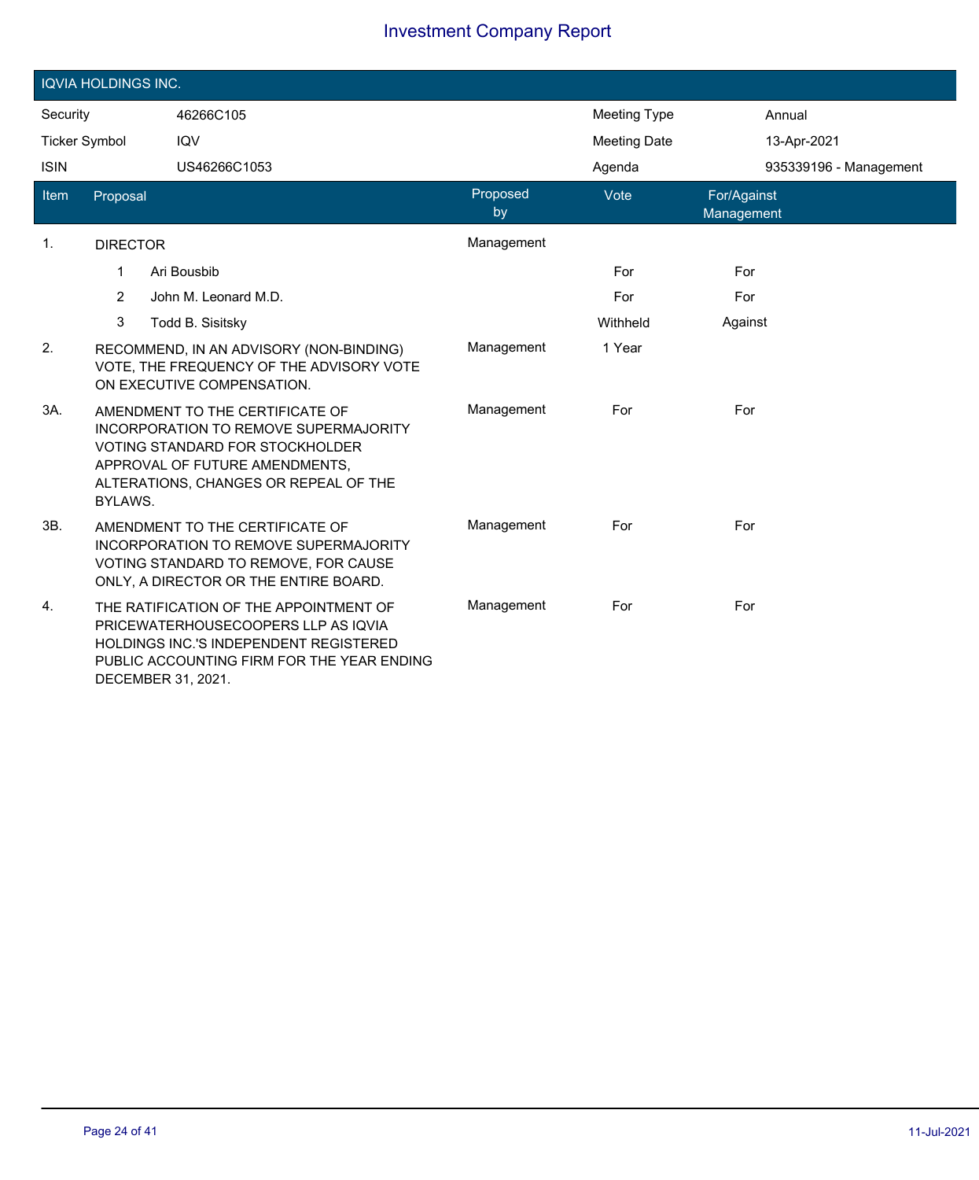# Investment Company Report

## IQVIA HOLDINGS INC.

| | | | |
|---|---|---|---|
| Security | 46266C105 | Meeting Type | Annual |
| Ticker Symbol | IQV | Meeting Date | 13-Apr-2021 |
| ISIN | US46266C1053 | Agenda | 935339196 - Management |

| Item | Proposal | Proposed by | Vote | For/Against Management |
|---|---|---|---|---|
| 1. | DIRECTOR | Management | | |
| | 1 Ari Bousbib | | For | For |
| | 2 John M. Leonard M.D. | | For | For |
| | 3 Todd B. Sisitsky | | Withheld | Against |
| 2. | RECOMMEND, IN AN ADVISORY (NON-BINDING) VOTE, THE FREQUENCY OF THE ADVISORY VOTE ON EXECUTIVE COMPENSATION. | Management | 1 Year | |
| 3A. | AMENDMENT TO THE CERTIFICATE OF INCORPORATION TO REMOVE SUPERMAJORITY VOTING STANDARD FOR STOCKHOLDER APPROVAL OF FUTURE AMENDMENTS, ALTERATIONS, CHANGES OR REPEAL OF THE BYLAWS. | Management | For | For |
| 3B. | AMENDMENT TO THE CERTIFICATE OF INCORPORATION TO REMOVE SUPERMAJORITY VOTING STANDARD TO REMOVE, FOR CAUSE ONLY, A DIRECTOR OR THE ENTIRE BOARD. | Management | For | For |
| 4. | THE RATIFICATION OF THE APPOINTMENT OF PRICEWATERHOUSECOOPERS LLP AS IQVIA HOLDINGS INC.'S INDEPENDENT REGISTERED PUBLIC ACCOUNTING FIRM FOR THE YEAR ENDING DECEMBER 31, 2021. | Management | For | For |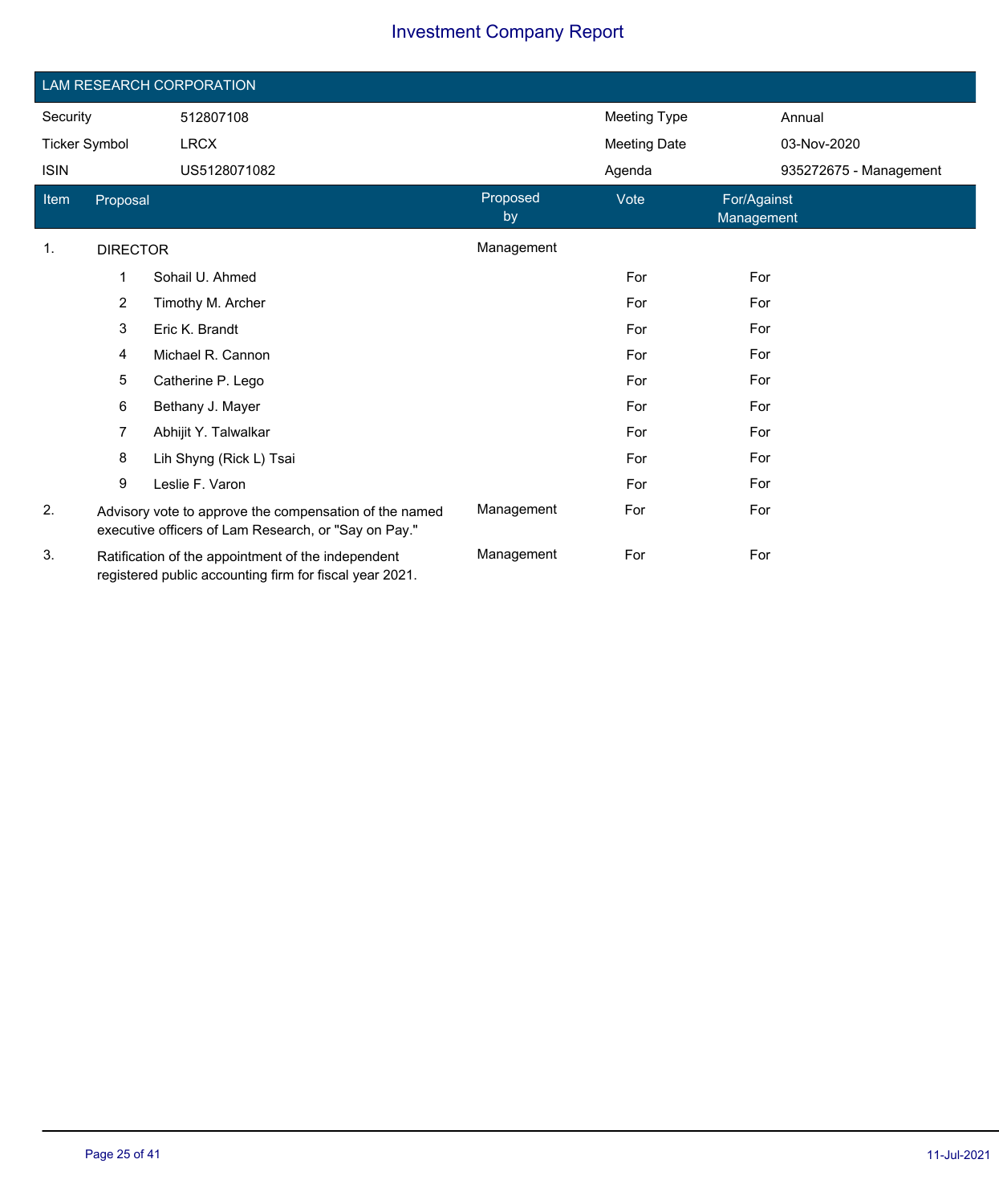# Investment Company Report

## LAM RESEARCH CORPORATION

| | | | |
|---|---|---|---|
| Security | 512807108 | Meeting Type | Annual |
| Ticker Symbol | LRCX | Meeting Date | 03-Nov-2020 |
| ISIN | US5128071082 | Agenda | 935272675 - Management |

| Item | Proposal | Proposed by | Vote | For/Against Management |
|---|---|---|---|---|
| 1. | DIRECTOR | Management | | |
| | 1 Sohail U. Ahmed | | For | For |
| | 2 Timothy M. Archer | | For | For |
| | 3 Eric K. Brandt | | For | For |
| | 4 Michael R. Cannon | | For | For |
| | 5 Catherine P. Lego | | For | For |
| | 6 Bethany J. Mayer | | For | For |
| | 7 Abhijit Y. Talwalkar | | For | For |
| | 8 Lih Shyng (Rick L) Tsai | | For | For |
| | 9 Leslie F. Varon | | For | For |
| 2. | Advisory vote to approve the compensation of the named executive officers of Lam Research, or "Say on Pay." | Management | For | For |
| 3. | Ratification of the appointment of the independent registered public accounting firm for fiscal year 2021. | Management | For | For |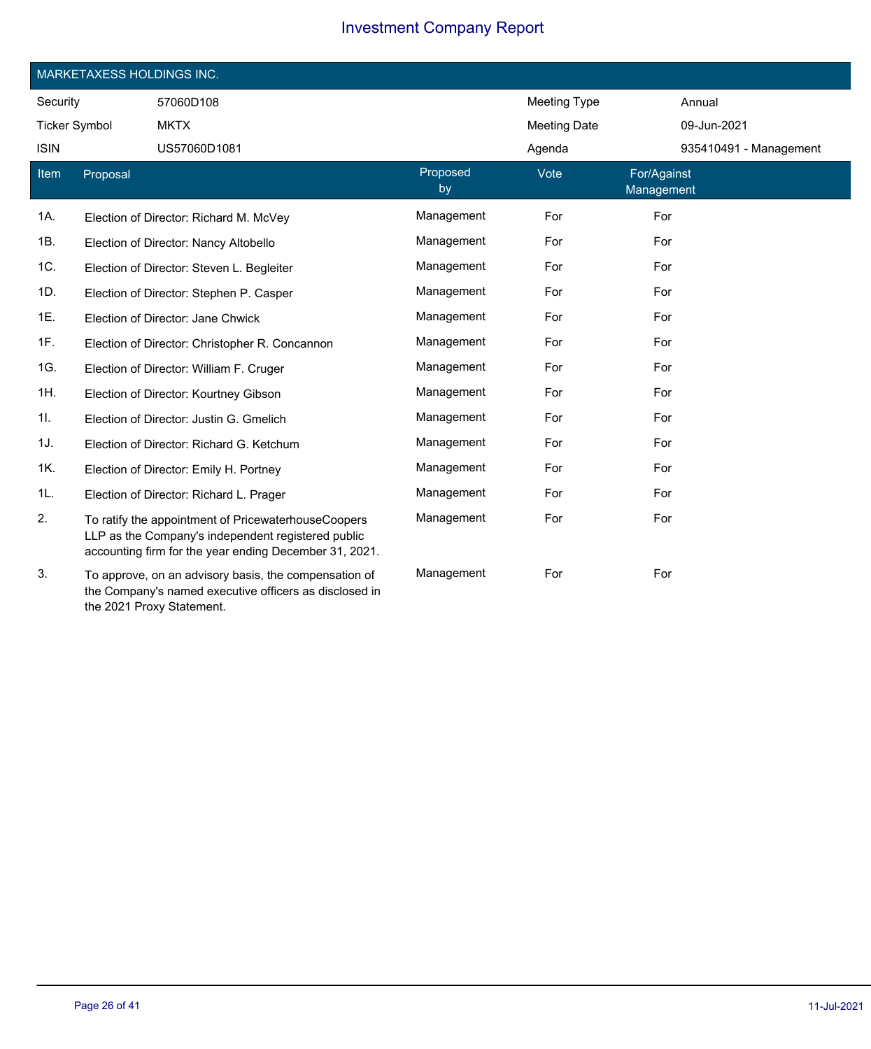# Investment Company Report

## MARKETAXESS HOLDINGS INC.

| | | | |
|---|---|---|---|
| Security | 57060D108 | Meeting Type | Annual |
| Ticker Symbol | MKTX | Meeting Date | 09-Jun-2021 |
| ISIN | US57060D1081 | Agenda | 935410491 - Management |

| Item | Proposal | Proposed by | Vote | For/Against Management |
|---|---|---|---|---|
| 1A. | Election of Director: Richard M. McVey | Management | For | For |
| 1B. | Election of Director: Nancy Altobello | Management | For | For |
| 1C. | Election of Director: Steven L. Begleiter | Management | For | For |
| 1D. | Election of Director: Stephen P. Casper | Management | For | For |
| 1E. | Election of Director: Jane Chwick | Management | For | For |
| 1F. | Election of Director: Christopher R. Concannon | Management | For | For |
| 1G. | Election of Director: William F. Cruger | Management | For | For |
| 1H. | Election of Director: Kourtney Gibson | Management | For | For |
| 1I. | Election of Director: Justin G. Gmelich | Management | For | For |
| 1J. | Election of Director: Richard G. Ketchum | Management | For | For |
| 1K. | Election of Director: Emily H. Portney | Management | For | For |
| 1L. | Election of Director: Richard L. Prager | Management | For | For |
| 2. | To ratify the appointment of PricewaterhouseCoopers LLP as the Company's independent registered public accounting firm for the year ending December 31, 2021. | Management | For | For |
| 3. | To approve, on an advisory basis, the compensation of the Company's named executive officers as disclosed in the 2021 Proxy Statement. | Management | For | For |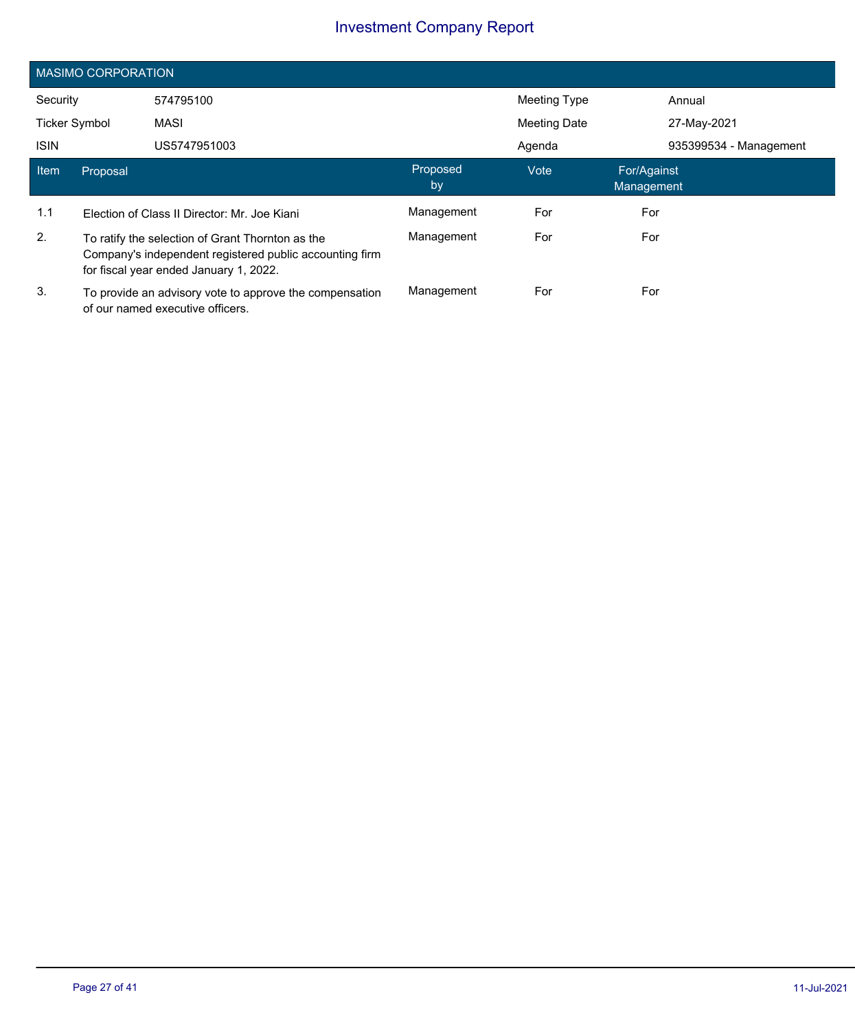## MASIMO CORPORATION

| Security | 574795100 | Meeting Type | Annual |
|---|---|---|---|
| Ticker Symbol | MASI | Meeting Date | 27-May-2021 |
| ISIN | US5747951003 | Agenda | 935399534 - Management |

| Item | Proposal | Proposed by | Vote | For/Against Management |
|---|---|---|---|---|
| 1.1 | Election of Class II Director: Mr. Joe Kiani | Management | For | For |
| 2. | To ratify the selection of Grant Thornton as the Company's independent registered public accounting firm for fiscal year ended January 1, 2022. | Management | For | For |
| 3. | To provide an advisory vote to approve the compensation of our named executive officers. | Management | For | For |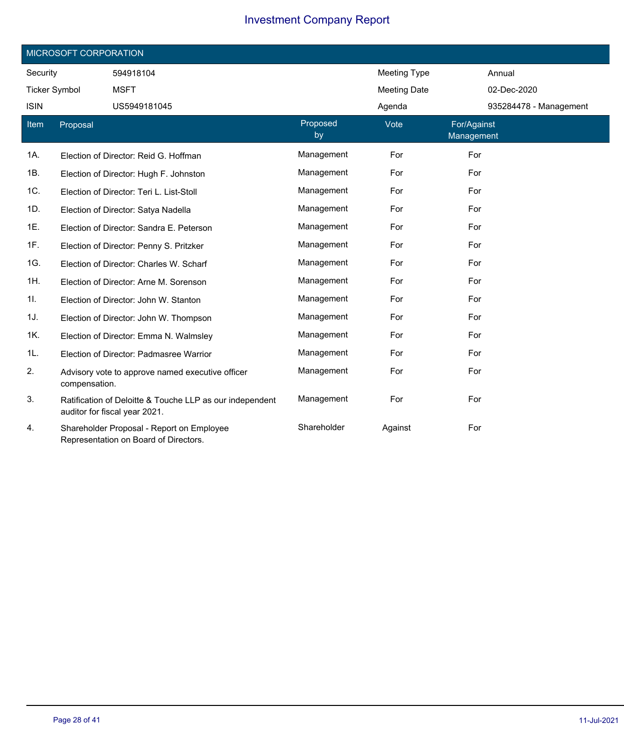# Investment Company Report

## MICROSOFT CORPORATION

| | | | |
|---|---|---|---|
| Security | 594918104 | Meeting Type | Annual |
| Ticker Symbol | MSFT | Meeting Date | 02-Dec-2020 |
| ISIN | US5949181045 | Agenda | 935284478 - Management |

| Item | Proposal | Proposed by | Vote | For/Against Management |
|---|---|---|---|---|
| 1A. | Election of Director: Reid G. Hoffman | Management | For | For |
| 1B. | Election of Director: Hugh F. Johnston | Management | For | For |
| 1C. | Election of Director: Teri L. List-Stoll | Management | For | For |
| 1D. | Election of Director: Satya Nadella | Management | For | For |
| 1E. | Election of Director: Sandra E. Peterson | Management | For | For |
| 1F. | Election of Director: Penny S. Pritzker | Management | For | For |
| 1G. | Election of Director: Charles W. Scharf | Management | For | For |
| 1H. | Election of Director: Arne M. Sorenson | Management | For | For |
| 1I. | Election of Director: John W. Stanton | Management | For | For |
| 1J. | Election of Director: John W. Thompson | Management | For | For |
| 1K. | Election of Director: Emma N. Walmsley | Management | For | For |
| 1L. | Election of Director: Padmasree Warrior | Management | For | For |
| 2. | Advisory vote to approve named executive officer compensation. | Management | For | For |
| 3. | Ratification of Deloitte & Touche LLP as our independent auditor for fiscal year 2021. | Management | For | For |
| 4. | Shareholder Proposal - Report on Employee Representation on Board of Directors. | Shareholder | Against | For |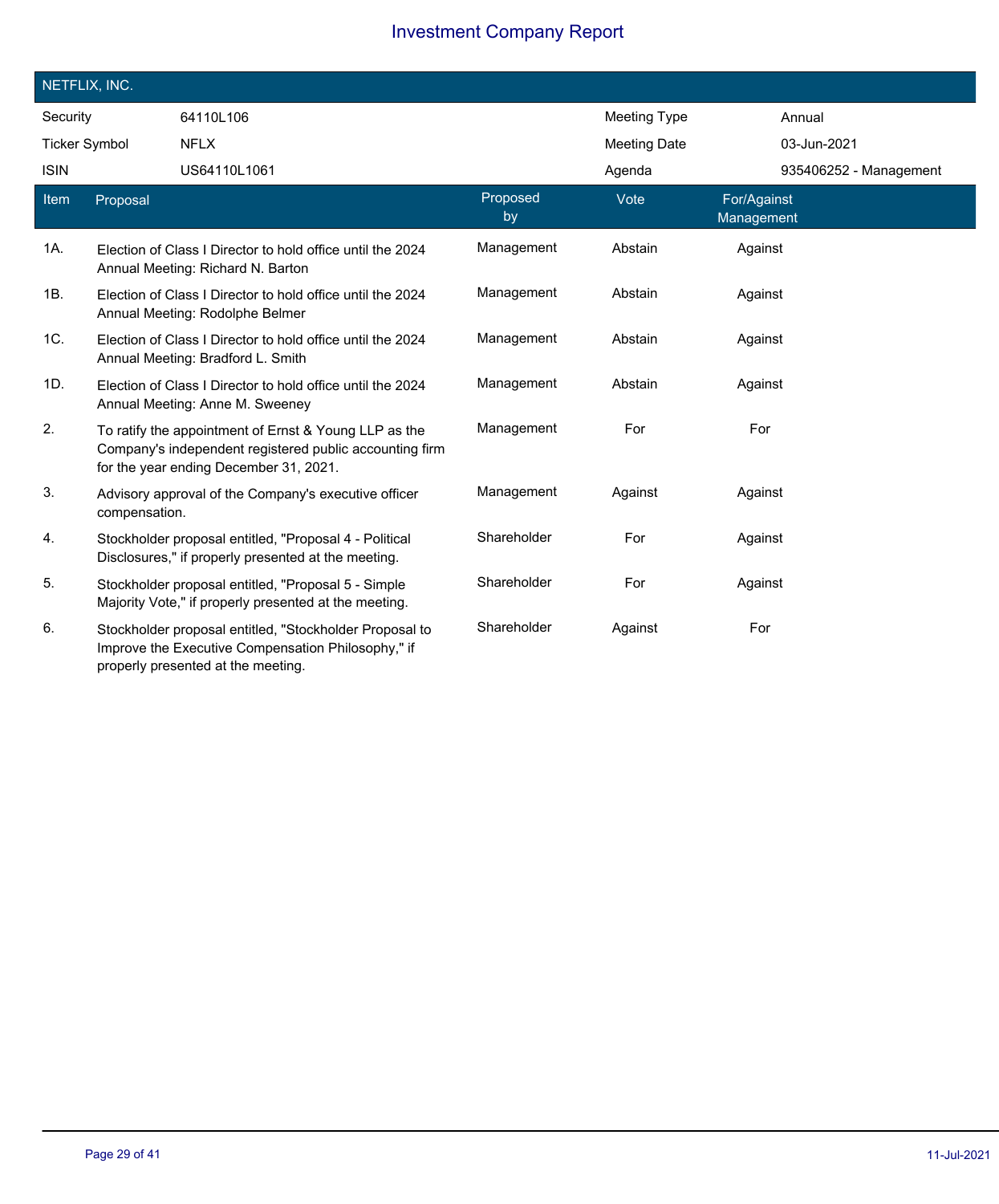# Investment Company Report

## NETFLIX, INC.

| | | | |
|---|---|---|---|
| Security | 64110L106 | Meeting Type | Annual |
| Ticker Symbol | NFLX | Meeting Date | 03-Jun-2021 |
| ISIN | US64110L1061 | Agenda | 935406252 - Management |

| Item | Proposal | Proposed by | Vote | For/Against Management |
|---|---|---|---|---|
| 1A. | Election of Class I Director to hold office until the 2024 Annual Meeting: Richard N. Barton | Management | Abstain | Against |
| 1B. | Election of Class I Director to hold office until the 2024 Annual Meeting: Rodolphe Belmer | Management | Abstain | Against |
| 1C. | Election of Class I Director to hold office until the 2024 Annual Meeting: Bradford L. Smith | Management | Abstain | Against |
| 1D. | Election of Class I Director to hold office until the 2024 Annual Meeting: Anne M. Sweeney | Management | Abstain | Against |
| 2. | To ratify the appointment of Ernst & Young LLP as the Company's independent registered public accounting firm for the year ending December 31, 2021. | Management | For | For |
| 3. | Advisory approval of the Company's executive officer compensation. | Management | Against | Against |
| 4. | Stockholder proposal entitled, "Proposal 4 - Political Disclosures," if properly presented at the meeting. | Shareholder | For | Against |
| 5. | Stockholder proposal entitled, "Proposal 5 - Simple Majority Vote," if properly presented at the meeting. | Shareholder | For | Against |
| 6. | Stockholder proposal entitled, "Stockholder Proposal to Improve the Executive Compensation Philosophy," if properly presented at the meeting. | Shareholder | Against | For |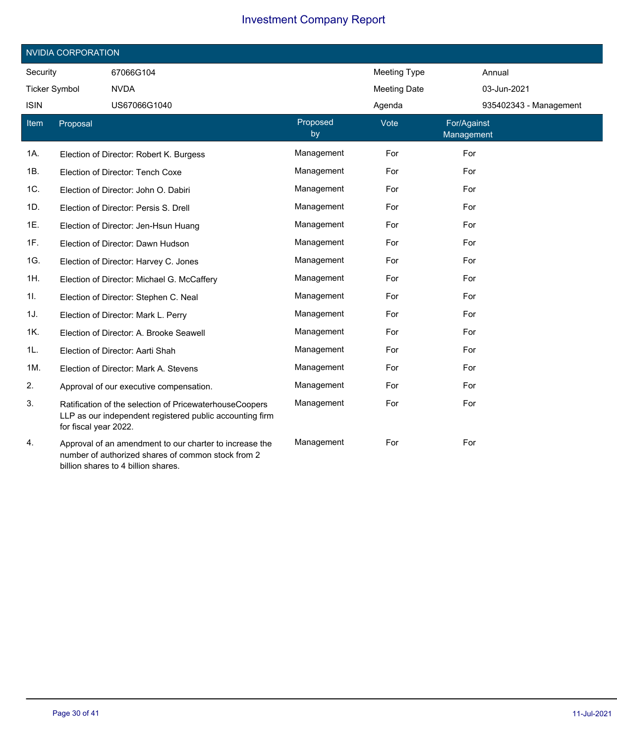# Investment Company Report

## NVIDIA CORPORATION

| | | | |
|---|---|---|---|
| Security | 67066G104 | Meeting Type | Annual |
| Ticker Symbol | NVDA | Meeting Date | 03-Jun-2021 |
| ISIN | US67066G1040 | Agenda | 935402343 - Management |

| Item | Proposal | Proposed by | Vote | For/Against Management |
|---|---|---|---|---|
| 1A. | Election of Director: Robert K. Burgess | Management | For | For |
| 1B. | Election of Director: Tench Coxe | Management | For | For |
| 1C. | Election of Director: John O. Dabiri | Management | For | For |
| 1D. | Election of Director: Persis S. Drell | Management | For | For |
| 1E. | Election of Director: Jen-Hsun Huang | Management | For | For |
| 1F. | Election of Director: Dawn Hudson | Management | For | For |
| 1G. | Election of Director: Harvey C. Jones | Management | For | For |
| 1H. | Election of Director: Michael G. McCaffery | Management | For | For |
| 1I. | Election of Director: Stephen C. Neal | Management | For | For |
| 1J. | Election of Director: Mark L. Perry | Management | For | For |
| 1K. | Election of Director: A. Brooke Seawell | Management | For | For |
| 1L. | Election of Director: Aarti Shah | Management | For | For |
| 1M. | Election of Director: Mark A. Stevens | Management | For | For |
| 2. | Approval of our executive compensation. | Management | For | For |
| 3. | Ratification of the selection of PricewaterhouseCoopers LLP as our independent registered public accounting firm for fiscal year 2022. | Management | For | For |
| 4. | Approval of an amendment to our charter to increase the number of authorized shares of common stock from 2 billion shares to 4 billion shares. | Management | For | For |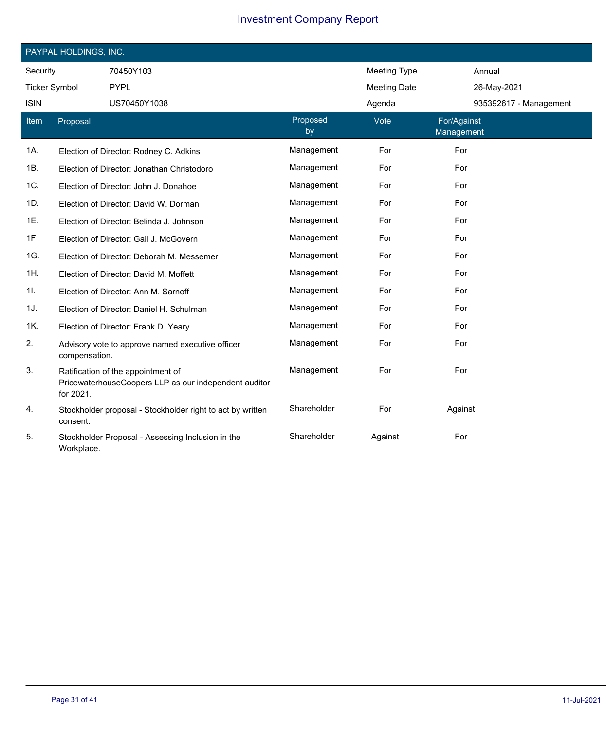# Investment Company Report

## PAYPAL HOLDINGS, INC.

| | | | |
|---|---|---|---|
| Security | 70450Y103 | Meeting Type | Annual |
| Ticker Symbol | PYPL | Meeting Date | 26-May-2021 |
| ISIN | US70450Y1038 | Agenda | 935392617 - Management |

| Item | Proposal | Proposed by | Vote | For/Against Management |
|---|---|---|---|---|
| 1A. | Election of Director: Rodney C. Adkins | Management | For | For |
| 1B. | Election of Director: Jonathan Christodoro | Management | For | For |
| 1C. | Election of Director: John J. Donahoe | Management | For | For |
| 1D. | Election of Director: David W. Dorman | Management | For | For |
| 1E. | Election of Director: Belinda J. Johnson | Management | For | For |
| 1F. | Election of Director: Gail J. McGovern | Management | For | For |
| 1G. | Election of Director: Deborah M. Messemer | Management | For | For |
| 1H. | Election of Director: David M. Moffett | Management | For | For |
| 1I. | Election of Director: Ann M. Sarnoff | Management | For | For |
| 1J. | Election of Director: Daniel H. Schulman | Management | For | For |
| 1K. | Election of Director: Frank D. Yeary | Management | For | For |
| 2. | Advisory vote to approve named executive officer compensation. | Management | For | For |
| 3. | Ratification of the appointment of PricewaterhouseCoopers LLP as our independent auditor for 2021. | Management | For | For |
| 4. | Stockholder proposal - Stockholder right to act by written consent. | Shareholder | For | Against |
| 5. | Stockholder Proposal - Assessing Inclusion in the Workplace. | Shareholder | Against | For |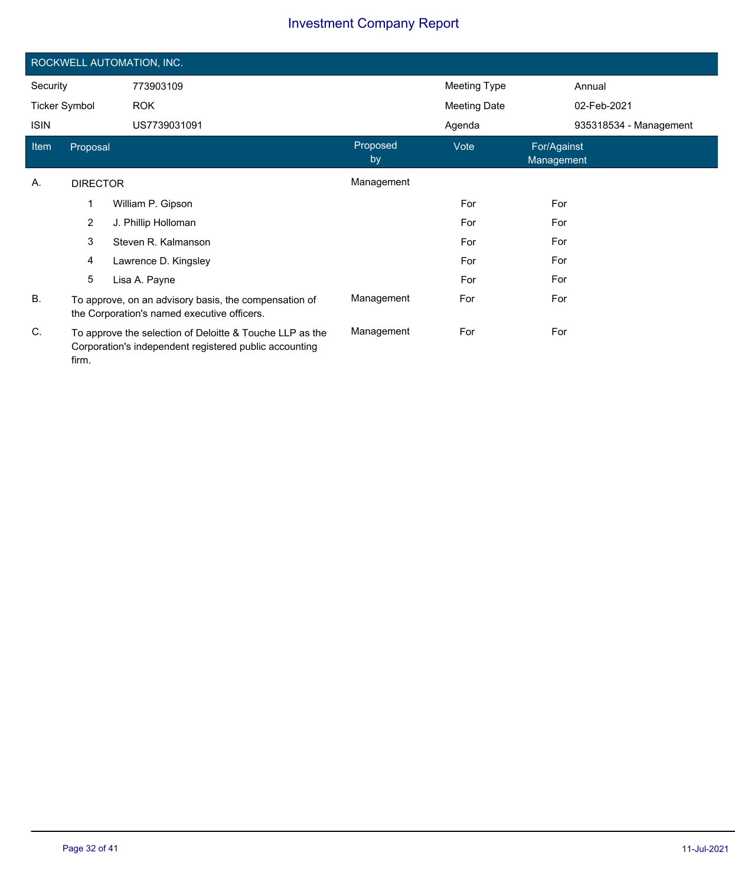# Investment Company Report

## ROCKWELL AUTOMATION, INC.

| | | | |
|---|---|---|---|
| Security | 773903109 | Meeting Type | Annual |
| Ticker Symbol | ROK | Meeting Date | 02-Feb-2021 |
| ISIN | US7739031091 | Agenda | 935318534 - Management |

| Item | Proposal | Proposed by | Vote | For/Against Management |
|---|---|---|---|---|
| A. | DIRECTOR | Management | | |
| | 1 William P. Gipson | | For | For |
| | 2 J. Phillip Holloman | | For | For |
| | 3 Steven R. Kalmanson | | For | For |
| | 4 Lawrence D. Kingsley | | For | For |
| | 5 Lisa A. Payne | | For | For |
| B. | To approve, on an advisory basis, the compensation of the Corporation's named executive officers. | Management | For | For |
| C. | To approve the selection of Deloitte & Touche LLP as the Corporation's independent registered public accounting firm. | Management | For | For |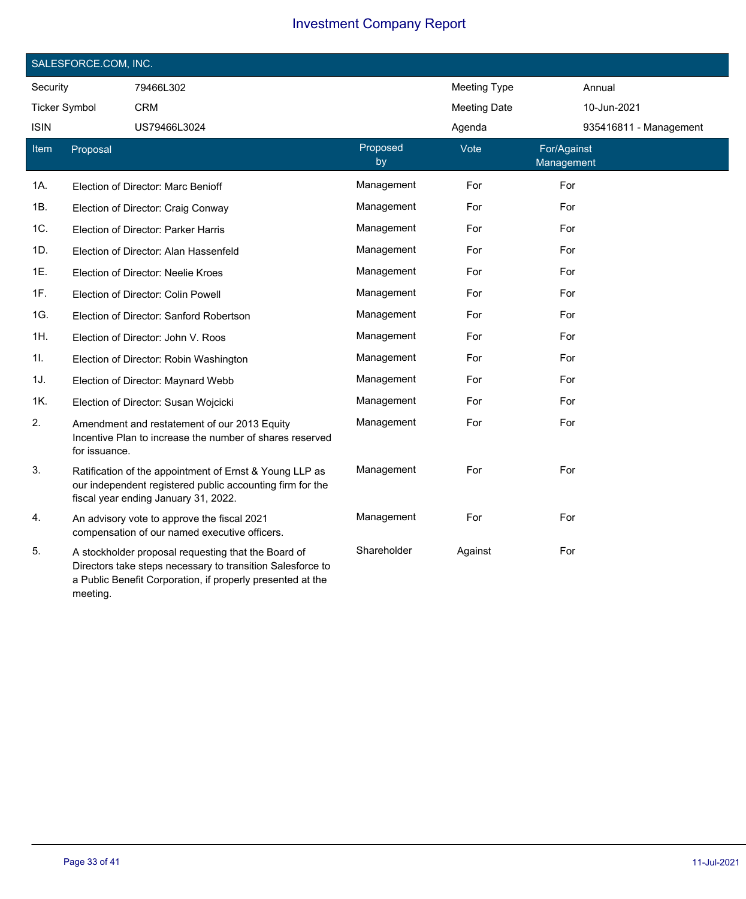# Investment Company Report

## SALESFORCE.COM, INC.

| | | | |
|---|---|---|---|
| Security | 79466L302 | Meeting Type | Annual |
| Ticker Symbol | CRM | Meeting Date | 10-Jun-2021 |
| ISIN | US79466L3024 | Agenda | 935416811 - Management |

| Item | Proposal | Proposed by | Vote | For/Against Management |
|---|---|---|---|---|
| 1A. | Election of Director: Marc Benioff | Management | For | For |
| 1B. | Election of Director: Craig Conway | Management | For | For |
| 1C. | Election of Director: Parker Harris | Management | For | For |
| 1D. | Election of Director: Alan Hassenfeld | Management | For | For |
| 1E. | Election of Director: Neelie Kroes | Management | For | For |
| 1F. | Election of Director: Colin Powell | Management | For | For |
| 1G. | Election of Director: Sanford Robertson | Management | For | For |
| 1H. | Election of Director: John V. Roos | Management | For | For |
| 1I. | Election of Director: Robin Washington | Management | For | For |
| 1J. | Election of Director: Maynard Webb | Management | For | For |
| 1K. | Election of Director: Susan Wojcicki | Management | For | For |
| 2. | Amendment and restatement of our 2013 Equity Incentive Plan to increase the number of shares reserved for issuance. | Management | For | For |
| 3. | Ratification of the appointment of Ernst & Young LLP as our independent registered public accounting firm for the fiscal year ending January 31, 2022. | Management | For | For |
| 4. | An advisory vote to approve the fiscal 2021 compensation of our named executive officers. | Management | For | For |
| 5. | A stockholder proposal requesting that the Board of Directors take steps necessary to transition Salesforce to a Public Benefit Corporation, if properly presented at the meeting. | Shareholder | Against | For |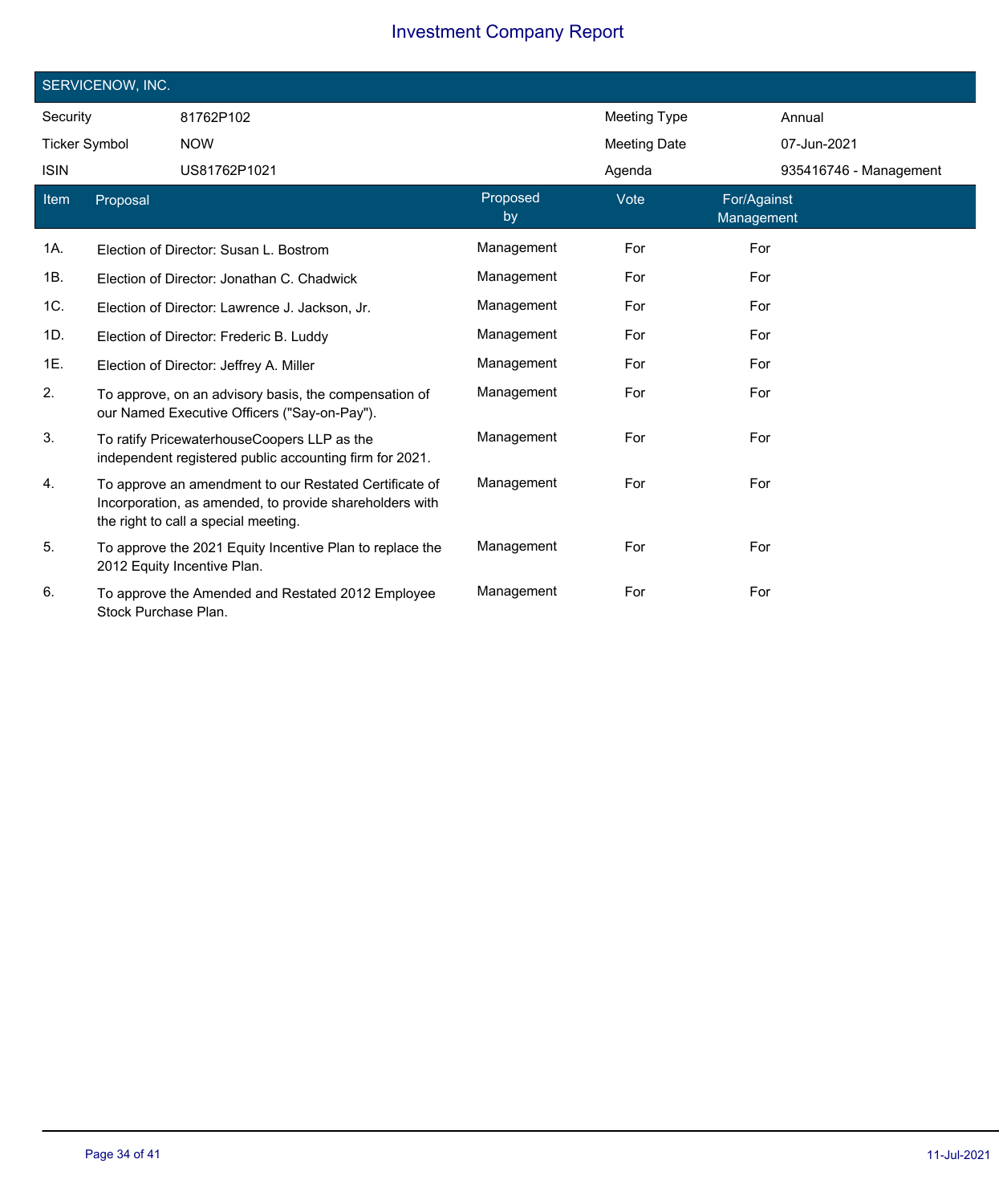# Investment Company Report

## SERVICENOW, INC.

| | | | |
|---|---|---|---|
| Security | 81762P102 | Meeting Type | Annual |
| Ticker Symbol | NOW | Meeting Date | 07-Jun-2021 |
| ISIN | US81762P1021 | Agenda | 935416746 - Management |

| Item | Proposal | Proposed by | Vote | For/Against Management |
|---|---|---|---|---|
| 1A. | Election of Director: Susan L. Bostrom | Management | For | For |
| 1B. | Election of Director: Jonathan C. Chadwick | Management | For | For |
| 1C. | Election of Director: Lawrence J. Jackson, Jr. | Management | For | For |
| 1D. | Election of Director: Frederic B. Luddy | Management | For | For |
| 1E. | Election of Director: Jeffrey A. Miller | Management | For | For |
| 2. | To approve, on an advisory basis, the compensation of our Named Executive Officers ("Say-on-Pay"). | Management | For | For |
| 3. | To ratify PricewaterhouseCoopers LLP as the independent registered public accounting firm for 2021. | Management | For | For |
| 4. | To approve an amendment to our Restated Certificate of Incorporation, as amended, to provide shareholders with the right to call a special meeting. | Management | For | For |
| 5. | To approve the 2021 Equity Incentive Plan to replace the 2012 Equity Incentive Plan. | Management | For | For |
| 6. | To approve the Amended and Restated 2012 Employee Stock Purchase Plan. | Management | For | For |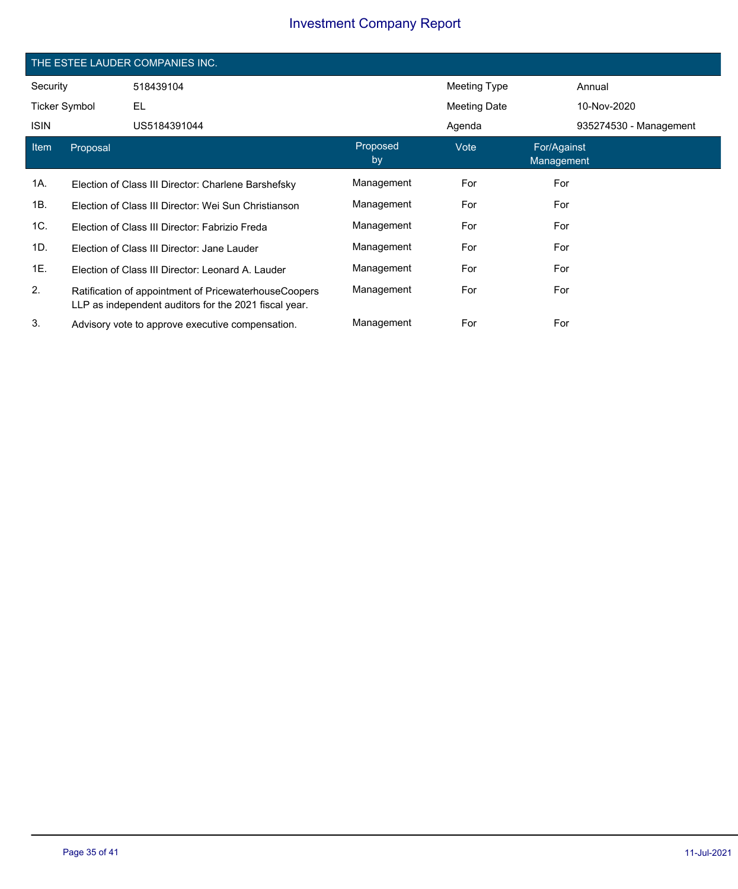## THE ESTEE LAUDER COMPANIES INC.

| Security | 518439104 | Meeting Type | Annual |
|---|---|---|---|
| Ticker Symbol | EL | Meeting Date | 10-Nov-2020 |
| ISIN | US5184391044 | Agenda | 935274530 - Management |

| Item | Proposal | Proposed by | Vote | For/Against Management |
|---|---|---|---|---|
| 1A. | Election of Class III Director: Charlene Barshefsky | Management | For | For |
| 1B. | Election of Class III Director: Wei Sun Christianson | Management | For | For |
| 1C. | Election of Class III Director: Fabrizio Freda | Management | For | For |
| 1D. | Election of Class III Director: Jane Lauder | Management | For | For |
| 1E. | Election of Class III Director: Leonard A. Lauder | Management | For | For |
| 2. | Ratification of appointment of PricewaterhouseCoopers LLP as independent auditors for the 2021 fiscal year. | Management | For | For |
| 3. | Advisory vote to approve executive compensation. | Management | For | For |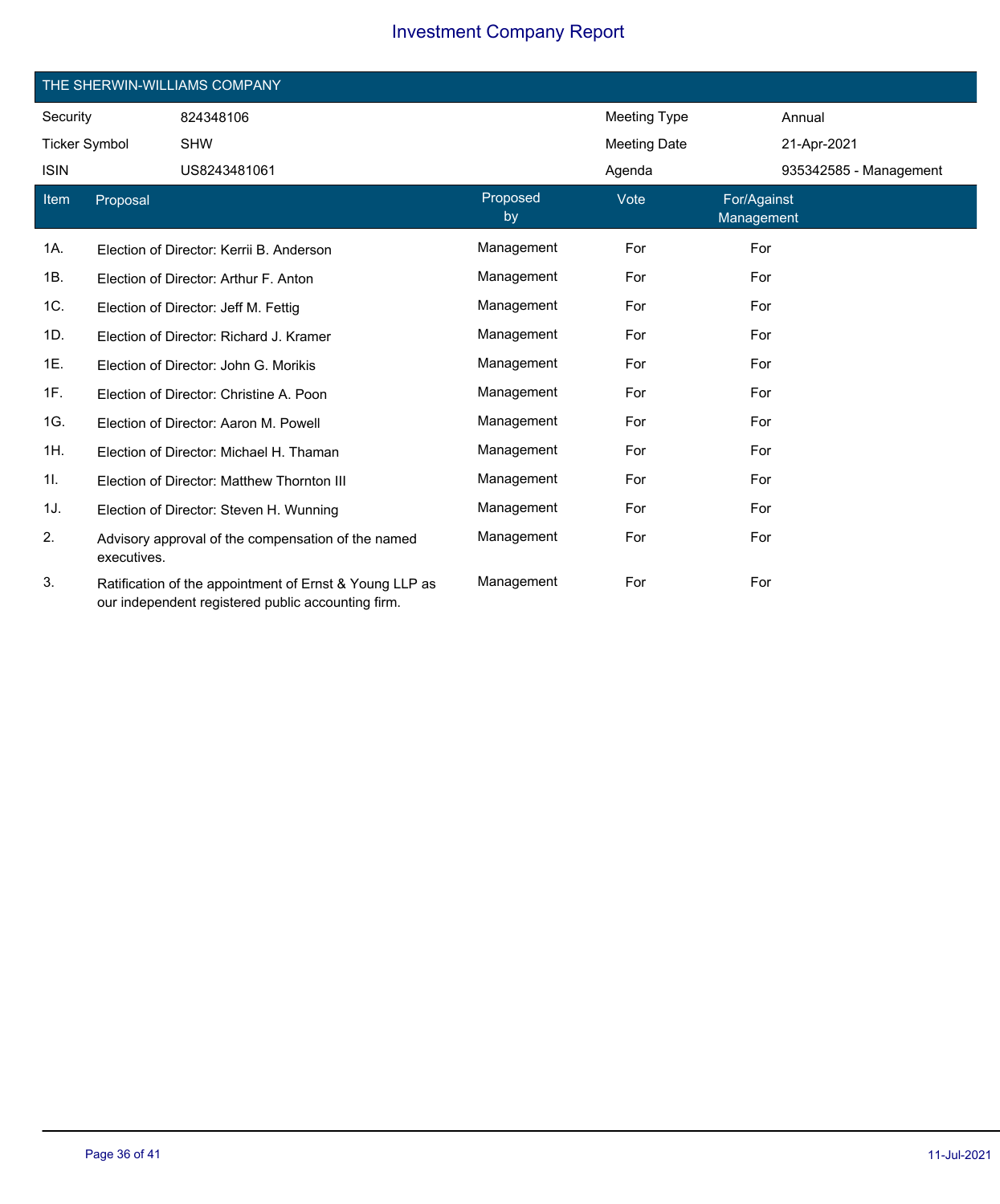# Investment Company Report

## THE SHERWIN-WILLIAMS COMPANY

| | | | |
|---|---|---|---|
| Security | 824348106 | Meeting Type | Annual |
| Ticker Symbol | SHW | Meeting Date | 21-Apr-2021 |
| ISIN | US8243481061 | Agenda | 935342585 - Management |

| Item | Proposal | Proposed by | Vote | For/Against Management |
|---|---|---|---|---|
| 1A. | Election of Director: Kerrii B. Anderson | Management | For | For |
| 1B. | Election of Director: Arthur F. Anton | Management | For | For |
| 1C. | Election of Director: Jeff M. Fettig | Management | For | For |
| 1D. | Election of Director: Richard J. Kramer | Management | For | For |
| 1E. | Election of Director: John G. Morikis | Management | For | For |
| 1F. | Election of Director: Christine A. Poon | Management | For | For |
| 1G. | Election of Director: Aaron M. Powell | Management | For | For |
| 1H. | Election of Director: Michael H. Thaman | Management | For | For |
| 1I. | Election of Director: Matthew Thornton III | Management | For | For |
| 1J. | Election of Director: Steven H. Wunning | Management | For | For |
| 2. | Advisory approval of the compensation of the named executives. | Management | For | For |
| 3. | Ratification of the appointment of Ernst & Young LLP as our independent registered public accounting firm. | Management | For | For |

11-Jul-2021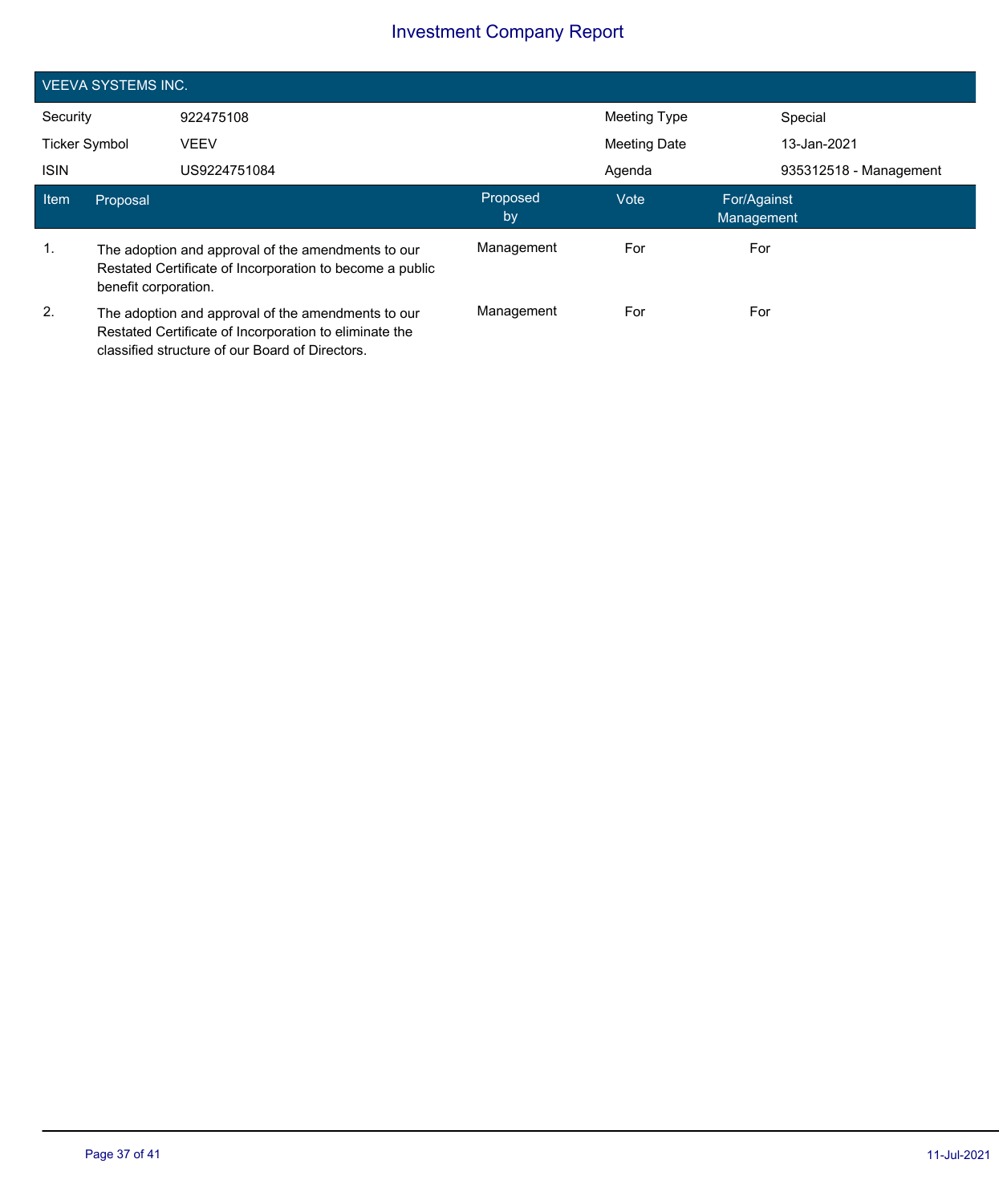# Investment Company Report

## VEEVA SYSTEMS INC.

| | | | |
|---|---|---|---|
| Security | 922475108 | Meeting Type | Special |
| Ticker Symbol | VEEV | Meeting Date | 13-Jan-2021 |
| ISIN | US9224751084 | Agenda | 935312518 - Management |

| Item | Proposal | Proposed by | Vote | For/Against Management |
|---|---|---|---|---|
| 1. | The adoption and approval of the amendments to our Restated Certificate of Incorporation to become a public benefit corporation. | Management | For | For |
| 2. | The adoption and approval of the amendments to our Restated Certificate of Incorporation to eliminate the classified structure of our Board of Directors. | Management | For | For |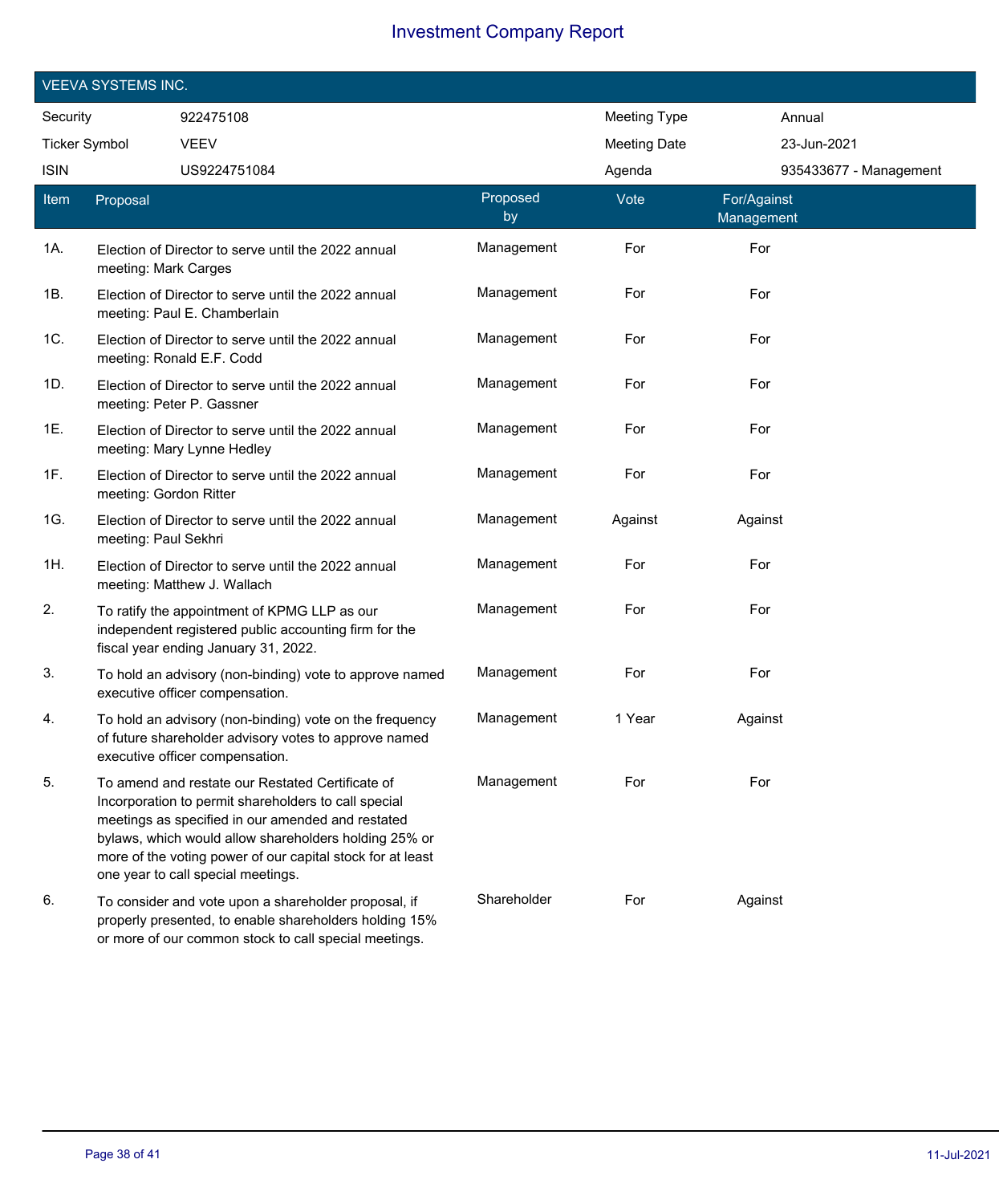# Investment Company Report

## VEEVA SYSTEMS INC.

| | | | |
|---|---|---|---|
| Security | 922475108 | Meeting Type | Annual |
| Ticker Symbol | VEEV | Meeting Date | 23-Jun-2021 |
| ISIN | US9224751084 | Agenda | 935433677 - Management |

| Item | Proposal | Proposed by | Vote | For/Against Management |
|---|---|---|---|---|
| 1A. | Election of Director to serve until the 2022 annual meeting: Mark Carges | Management | For | For |
| 1B. | Election of Director to serve until the 2022 annual meeting: Paul E. Chamberlain | Management | For | For |
| 1C. | Election of Director to serve until the 2022 annual meeting: Ronald E.F. Codd | Management | For | For |
| 1D. | Election of Director to serve until the 2022 annual meeting: Peter P. Gassner | Management | For | For |
| 1E. | Election of Director to serve until the 2022 annual meeting: Mary Lynne Hedley | Management | For | For |
| 1F. | Election of Director to serve until the 2022 annual meeting: Gordon Ritter | Management | For | For |
| 1G. | Election of Director to serve until the 2022 annual meeting: Paul Sekhri | Management | Against | Against |
| 1H. | Election of Director to serve until the 2022 annual meeting: Matthew J. Wallach | Management | For | For |
| 2. | To ratify the appointment of KPMG LLP as our independent registered public accounting firm for the fiscal year ending January 31, 2022. | Management | For | For |
| 3. | To hold an advisory (non-binding) vote to approve named executive officer compensation. | Management | For | For |
| 4. | To hold an advisory (non-binding) vote on the frequency of future shareholder advisory votes to approve named executive officer compensation. | Management | 1 Year | Against |
| 5. | To amend and restate our Restated Certificate of Incorporation to permit shareholders to call special meetings as specified in our amended and restated bylaws, which would allow shareholders holding 25% or more of the voting power of our capital stock for at least one year to call special meetings. | Management | For | For |
| 6. | To consider and vote upon a shareholder proposal, if properly presented, to enable shareholders holding 15% or more of our common stock to call special meetings. | Shareholder | For | Against |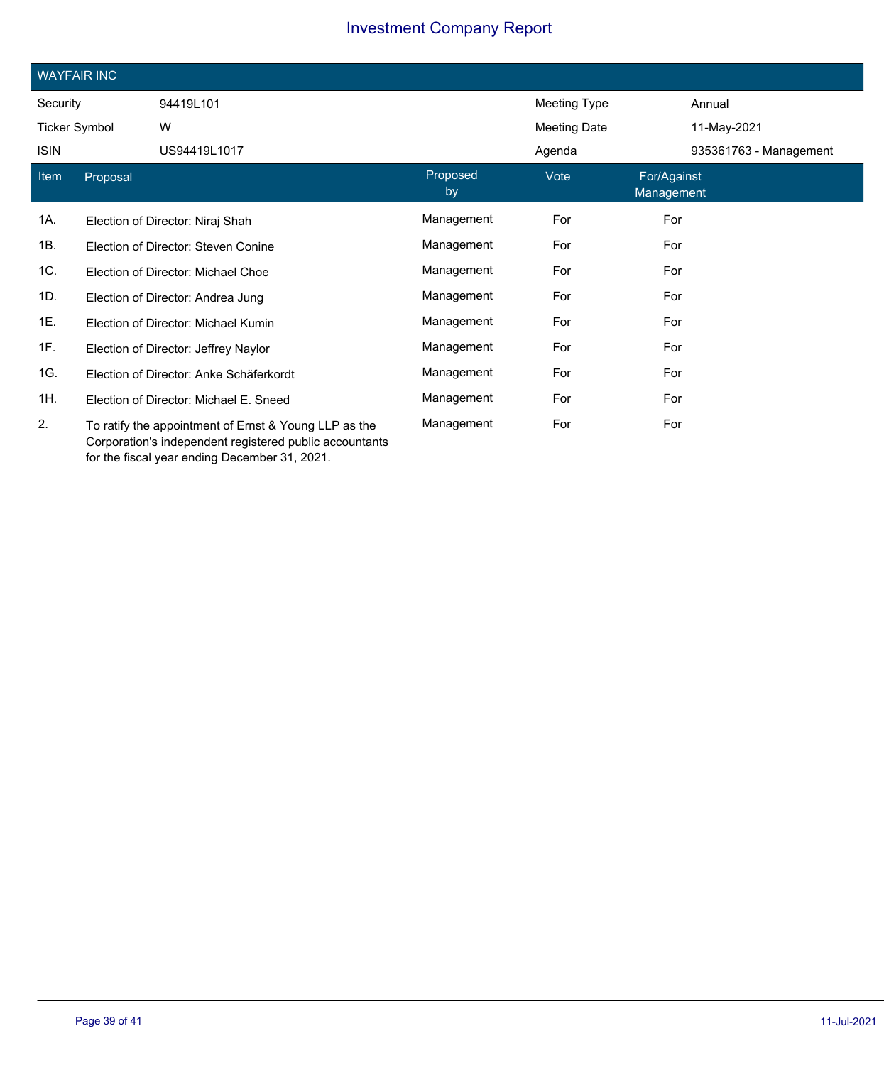# Investment Company Report

## WAYFAIR INC

| | | | |
|---|---|---|---|
| Security | 94419L101 | Meeting Type | Annual |
| Ticker Symbol | W | Meeting Date | 11-May-2021 |
| ISIN | US94419L1017 | Agenda | 935361763 - Management |

| Item | Proposal | Proposed by | Vote | For/Against Management |
|---|---|---|---|---|
| 1A. | Election of Director: Niraj Shah | Management | For | For |
| 1B. | Election of Director: Steven Conine | Management | For | For |
| 1C. | Election of Director: Michael Choe | Management | For | For |
| 1D. | Election of Director: Andrea Jung | Management | For | For |
| 1E. | Election of Director: Michael Kumin | Management | For | For |
| 1F. | Election of Director: Jeffrey Naylor | Management | For | For |
| 1G. | Election of Director: Anke Schäferkordt | Management | For | For |
| 1H. | Election of Director: Michael E. Sneed | Management | For | For |
| 2. | To ratify the appointment of Ernst & Young LLP as the Corporation's independent registered public accountants for the fiscal year ending December 31, 2021. | Management | For | For |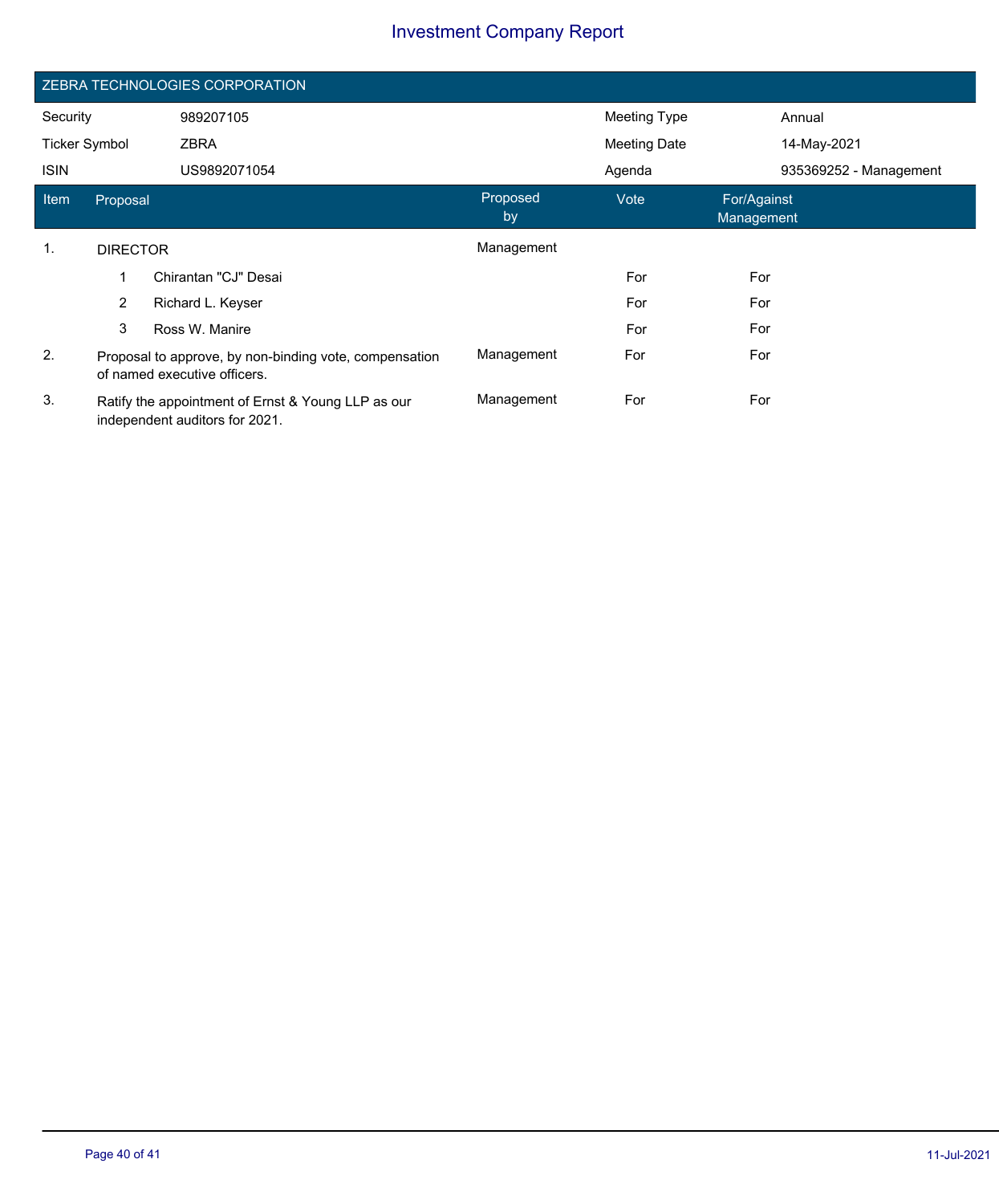# Investment Company Report

## ZEBRA TECHNOLOGIES CORPORATION

| | | | |
|---|---|---|---|
| Security | 989207105 | Meeting Type | Annual |
| Ticker Symbol | ZBRA | Meeting Date | 14-May-2021 |
| ISIN | US9892071054 | Agenda | 935369252 - Management |

| Item | Proposal | Proposed by | Vote | For/Against Management |
|---|---|---|---|---|
| 1. | DIRECTOR | Management | | |
| | 1 Chirantan "CJ" Desai | | For | For |
| | 2 Richard L. Keyser | | For | For |
| | 3 Ross W. Manire | | For | For |
| 2. | Proposal to approve, by non-binding vote, compensation of named executive officers. | Management | For | For |
| 3. | Ratify the appointment of Ernst & Young LLP as our independent auditors for 2021. | Management | For | For |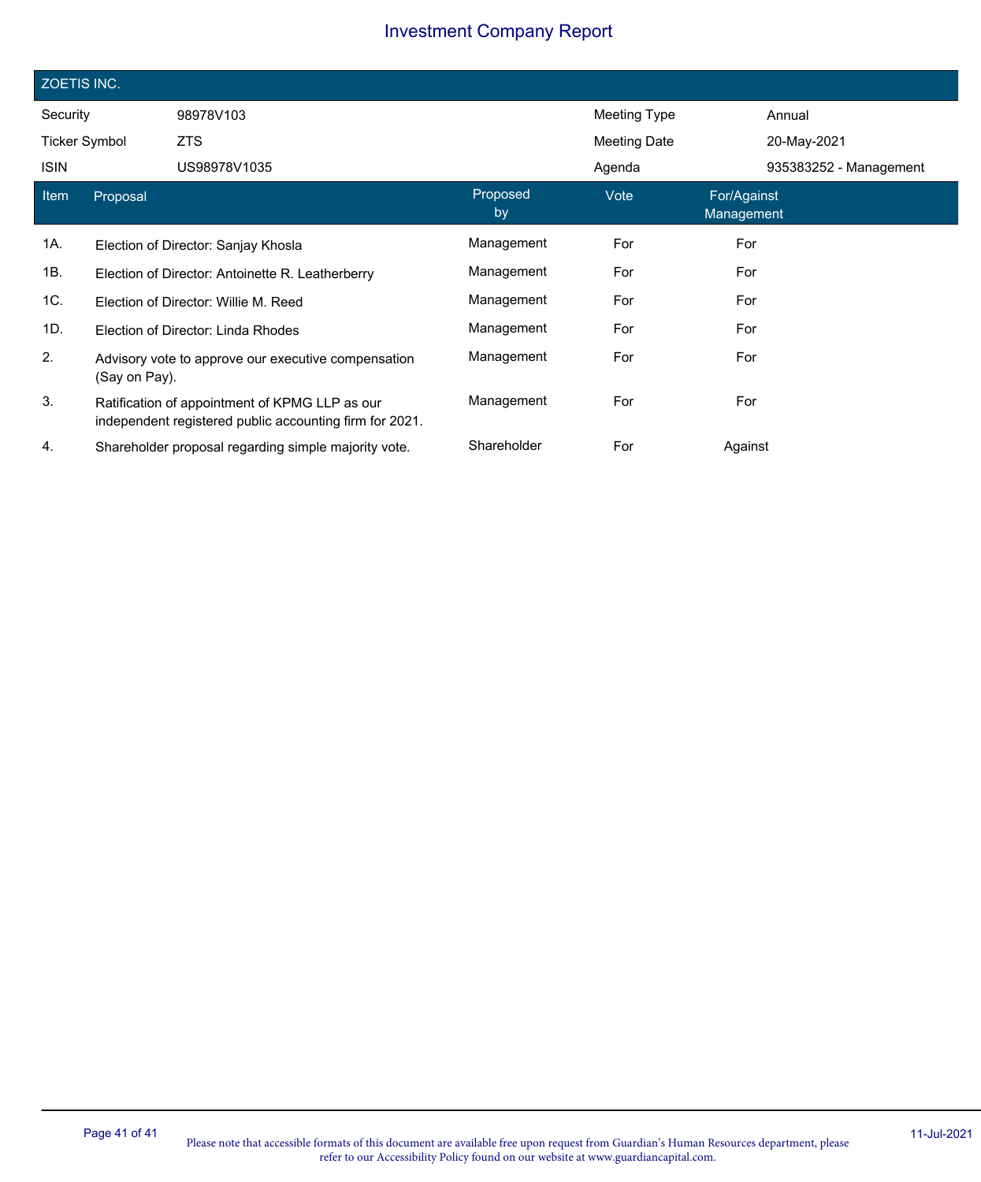## ZOETIS INC.

| | | | |
|---|---|---|---|
| Security | 98978V103 | Meeting Type | Annual |
| Ticker Symbol | ZTS | Meeting Date | 20-May-2021 |
| ISIN | US98978V1035 | Agenda | 935383252 - Management |

| Item | Proposal | Proposed by | Vote | For/Against Management |
|---|---|---|---|---|
| 1A. | Election of Director: Sanjay Khosla | Management | For | For |
| 1B. | Election of Director: Antoinette R. Leatherberry | Management | For | For |
| 1C. | Election of Director: Willie M. Reed | Management | For | For |
| 1D. | Election of Director: Linda Rhodes | Management | For | For |
| 2. | Advisory vote to approve our executive compensation (Say on Pay). | Management | For | For |
| 3. | Ratification of appointment of KPMG LLP as our independent registered public accounting firm for 2021. | Management | For | For |
| 4. | Shareholder proposal regarding simple majority vote. | Shareholder | For | Against |

Please note that accessible formats of this document are available free upon request from Guardian's Human Resources department, please refer to our Accessibility Policy found on our website at www.guardiancapital.com.